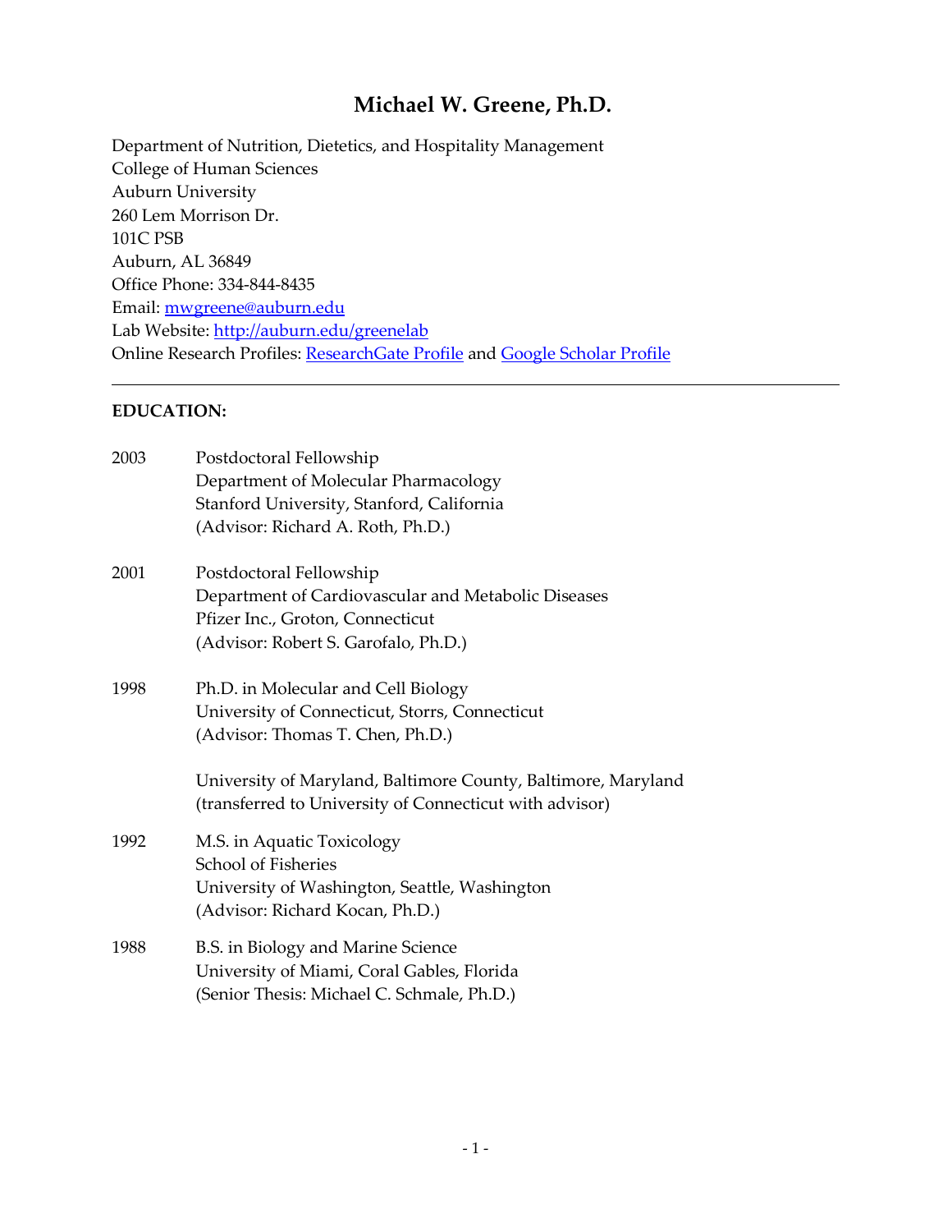# Michael W. Greene, Ph.D.

Department of Nutrition, Dietetics, and Hospitality Management
College of Human Sciences
Auburn University
260 Lem Morrison Dr.
101C PSB
Auburn, AL 36849
Office Phone: 334-844-8435
Email: [mwgreene@auburn.edu](mailto:mwgreene@auburn.edu)
Lab Website: [http://auburn.edu/greenelab](http://auburn.edu/greenelab)
Online Research Profiles: ResearchGate Profile and Google Scholar Profile

---

**EDUCATION:**

2003 Postdoctoral Fellowship
Department of Molecular Pharmacology
Stanford University, Stanford, California
(Advisor: Richard A. Roth, Ph.D.)

2001 Postdoctoral Fellowship
Department of Cardiovascular and Metabolic Diseases
Pfizer Inc., Groton, Connecticut
(Advisor: Robert S. Garofalo, Ph.D.)

1998 Ph.D. in Molecular and Cell Biology
University of Connecticut, Storrs, Connecticut
(Advisor: Thomas T. Chen, Ph.D.)

University of Maryland, Baltimore County, Baltimore, Maryland
(transferred to University of Connecticut with advisor)

1992 M.S. in Aquatic Toxicology
School of Fisheries
University of Washington, Seattle, Washington
(Advisor: Richard Kocan, Ph.D.)

1988 B.S. in Biology and Marine Science
University of Miami, Coral Gables, Florida
(Senior Thesis: Michael C. Schmale, Ph.D.)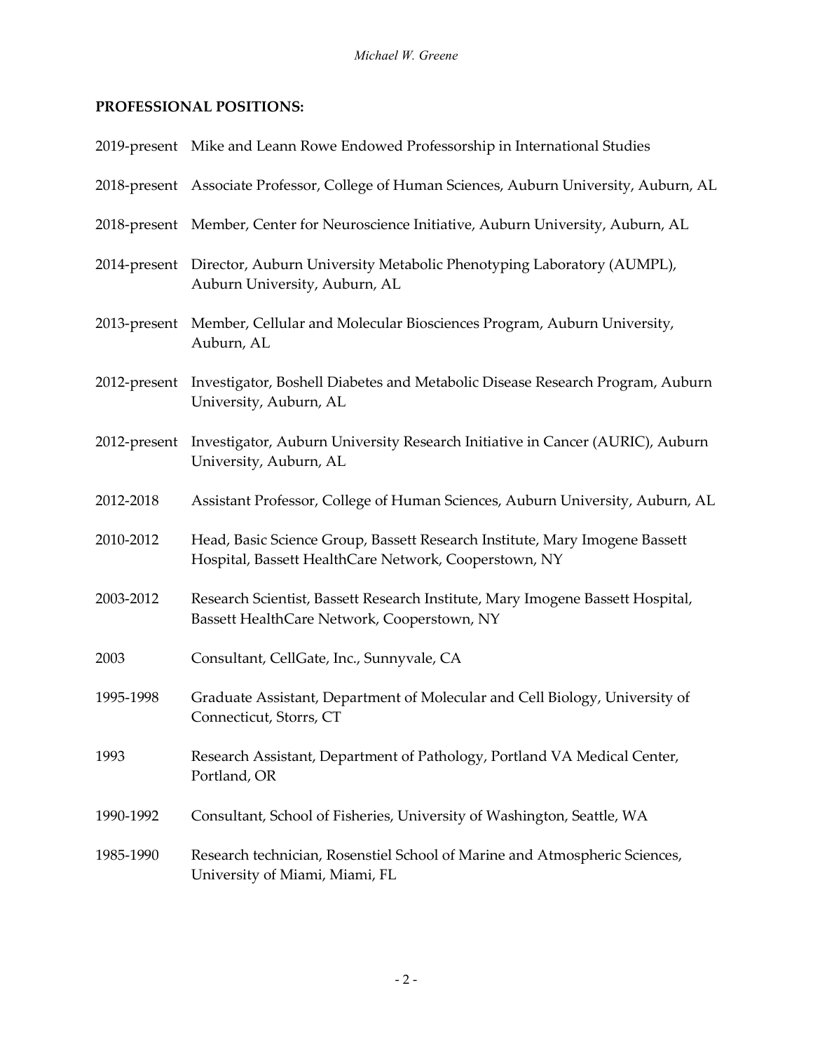**PROFESSIONAL POSITIONS:**

2019-present Mike and Leann Rowe Endowed Professorship in International Studies

2018-present Associate Professor, College of Human Sciences, Auburn University, Auburn, AL

2018-present Member, Center for Neuroscience Initiative, Auburn University, Auburn, AL

2014-present Director, Auburn University Metabolic Phenotyping Laboratory (AUMPL), Auburn University, Auburn, AL

2013-present Member, Cellular and Molecular Biosciences Program, Auburn University, Auburn, AL

2012-present Investigator, Boshell Diabetes and Metabolic Disease Research Program, Auburn University, Auburn, AL

2012-present Investigator, Auburn University Research Initiative in Cancer (AURIC), Auburn University, Auburn, AL

2012-2018 Assistant Professor, College of Human Sciences, Auburn University, Auburn, AL

2010-2012 Head, Basic Science Group, Bassett Research Institute, Mary Imogene Bassett Hospital, Bassett HealthCare Network, Cooperstown, NY

2003-2012 Research Scientist, Bassett Research Institute, Mary Imogene Bassett Hospital, Bassett HealthCare Network, Cooperstown, NY

2003 Consultant, CellGate, Inc., Sunnyvale, CA

1995-1998 Graduate Assistant, Department of Molecular and Cell Biology, University of Connecticut, Storrs, CT

1993 Research Assistant, Department of Pathology, Portland VA Medical Center, Portland, OR

1990-1992 Consultant, School of Fisheries, University of Washington, Seattle, WA

1985-1990 Research technician, Rosenstiel School of Marine and Atmospheric Sciences, University of Miami, Miami, FL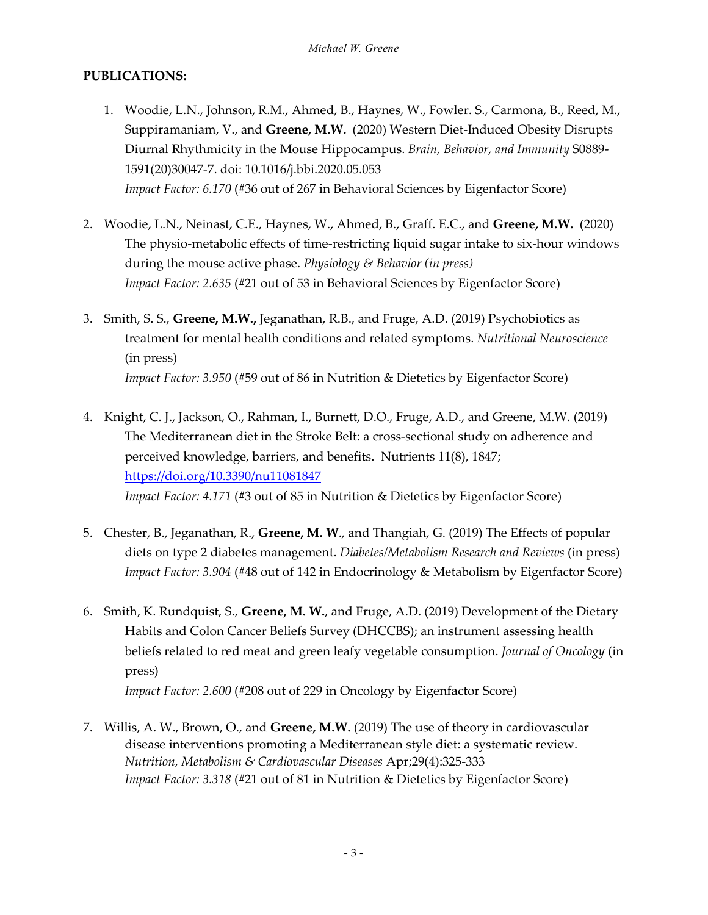**PUBLICATIONS:**

1. Woodie, L.N., Johnson, R.M., Ahmed, B., Haynes, W., Fowler. S., Carmona, B., Reed, M., Suppiramaniam, V., and **Greene, M.W.** (2020) Western Diet-Induced Obesity Disrupts Diurnal Rhythmicity in the Mouse Hippocampus. *Brain, Behavior, and Immunity* S0889-1591(20)30047-7. doi: 10.1016/j.bbi.2020.05.053
   *Impact Factor: 6.170* (#36 out of 267 in Behavioral Sciences by Eigenfactor Score)

2. Woodie, L.N., Neinast, C.E., Haynes, W., Ahmed, B., Graff. E.C., and **Greene, M.W.** (2020) The physio-metabolic effects of time-restricting liquid sugar intake to six-hour windows during the mouse active phase. *Physiology & Behavior (in press)*
   *Impact Factor: 2.635* (#21 out of 53 in Behavioral Sciences by Eigenfactor Score)

3. Smith, S. S., **Greene, M.W.,** Jeganathan, R.B., and Fruge, A.D. (2019) Psychobiotics as treatment for mental health conditions and related symptoms. *Nutritional Neuroscience* (in press)
   *Impact Factor: 3.950* (#59 out of 86 in Nutrition & Dietetics by Eigenfactor Score)

4. Knight, C. J., Jackson, O., Rahman, I., Burnett, D.O., Fruge, A.D., and Greene, M.W. (2019) The Mediterranean diet in the Stroke Belt: a cross-sectional study on adherence and perceived knowledge, barriers, and benefits. Nutrients 11(8), 1847; https://doi.org/10.3390/nu11081847
   *Impact Factor: 4.171* (#3 out of 85 in Nutrition & Dietetics by Eigenfactor Score)

5. Chester, B., Jeganathan, R., **Greene, M. W**., and Thangiah, G. (2019) The Effects of popular diets on type 2 diabetes management. *Diabetes/Metabolism Research and Reviews* (in press)
   *Impact Factor: 3.904* (#48 out of 142 in Endocrinology & Metabolism by Eigenfactor Score)

6. Smith, K. Rundquist, S., **Greene, M. W.**, and Fruge, A.D. (2019) Development of the Dietary Habits and Colon Cancer Beliefs Survey (DHCCBS); an instrument assessing health beliefs related to red meat and green leafy vegetable consumption. *Journal of Oncology* (in press)
   *Impact Factor: 2.600* (#208 out of 229 in Oncology by Eigenfactor Score)

7. Willis, A. W., Brown, O., and **Greene, M.W.** (2019) The use of theory in cardiovascular disease interventions promoting a Mediterranean style diet: a systematic review. *Nutrition, Metabolism & Cardiovascular Diseases* Apr;29(4):325-333
   *Impact Factor: 3.318* (#21 out of 81 in Nutrition & Dietetics by Eigenfactor Score)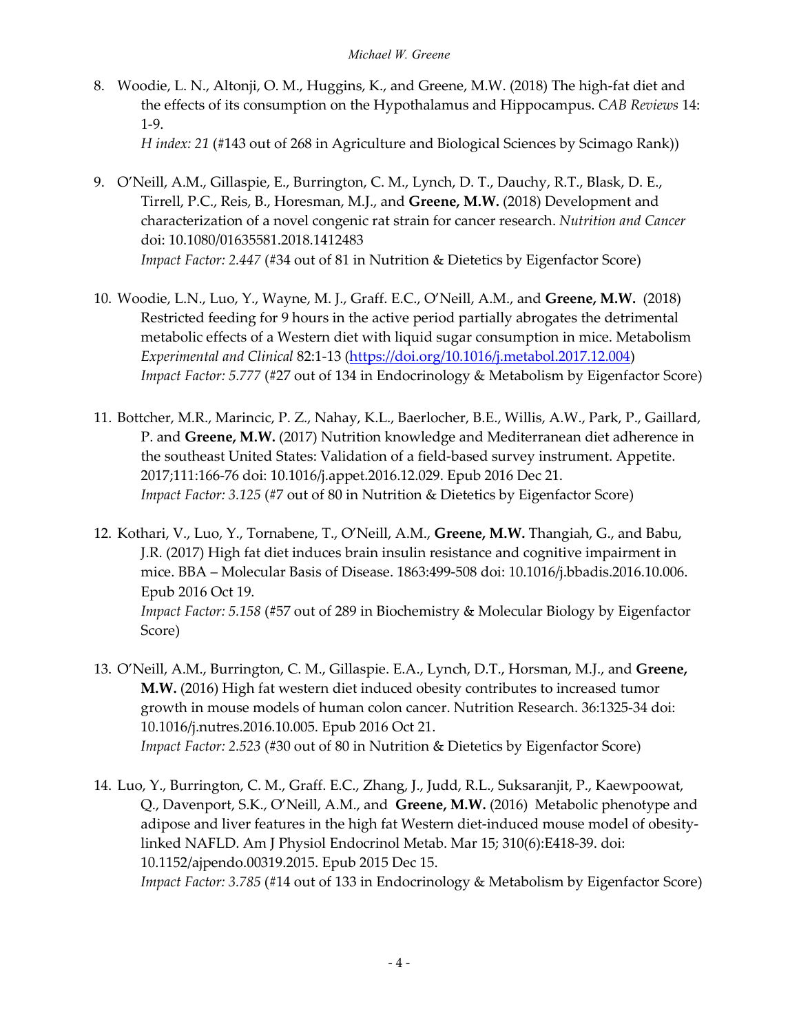8. Woodie, L. N., Altonji, O. M., Huggins, K., and Greene, M.W. (2018) The high-fat diet and the effects of its consumption on the Hypothalamus and Hippocampus. *CAB Reviews* 14: 1-9.
   *H index: 21* (#143 out of 268 in Agriculture and Biological Sciences by Scimago Rank))

9. O'Neill, A.M., Gillaspie, E., Burrington, C. M., Lynch, D. T., Dauchy, R.T., Blask, D. E., Tirrell, P.C., Reis, B., Horesman, M.J., and **Greene, M.W.** (2018) Development and characterization of a novel congenic rat strain for cancer research. *Nutrition and Cancer* doi: 10.1080/01635581.2018.1412483
   *Impact Factor: 2.447* (#34 out of 81 in Nutrition & Dietetics by Eigenfactor Score)

10. Woodie, L.N., Luo, Y., Wayne, M. J., Graff. E.C., O'Neill, A.M., and **Greene, M.W.** (2018) Restricted feeding for 9 hours in the active period partially abrogates the detrimental metabolic effects of a Western diet with liquid sugar consumption in mice. Metabolism *Experimental and Clinical* 82:1-13 (https://doi.org/10.1016/j.metabol.2017.12.004)
    *Impact Factor: 5.777* (#27 out of 134 in Endocrinology & Metabolism by Eigenfactor Score)

11. Bottcher, M.R., Marincic, P. Z., Nahay, K.L., Baerlocher, B.E., Willis, A.W., Park, P., Gaillard, P. and **Greene, M.W.** (2017) Nutrition knowledge and Mediterranean diet adherence in the southeast United States: Validation of a field-based survey instrument. Appetite. 2017;111:166-76 doi: 10.1016/j.appet.2016.12.029. Epub 2016 Dec 21.
    *Impact Factor: 3.125* (#7 out of 80 in Nutrition & Dietetics by Eigenfactor Score)

12. Kothari, V., Luo, Y., Tornabene, T., O'Neill, A.M., **Greene, M.W.** Thangiah, G., and Babu, J.R. (2017) High fat diet induces brain insulin resistance and cognitive impairment in mice. BBA – Molecular Basis of Disease. 1863:499-508 doi: 10.1016/j.bbadis.2016.10.006. Epub 2016 Oct 19.
    *Impact Factor: 5.158* (#57 out of 289 in Biochemistry & Molecular Biology by Eigenfactor Score)

13. O'Neill, A.M., Burrington, C. M., Gillaspie. E.A., Lynch, D.T., Horsman, M.J., and **Greene, M.W.** (2016) High fat western diet induced obesity contributes to increased tumor growth in mouse models of human colon cancer. Nutrition Research. 36:1325-34 doi: 10.1016/j.nutres.2016.10.005. Epub 2016 Oct 21.
    *Impact Factor: 2.523* (#30 out of 80 in Nutrition & Dietetics by Eigenfactor Score)

14. Luo, Y., Burrington, C. M., Graff. E.C., Zhang, J., Judd, R.L., Suksaranjit, P., Kaewpoowat, Q., Davenport, S.K., O'Neill, A.M., and **Greene, M.W.** (2016) Metabolic phenotype and adipose and liver features in the high fat Western diet-induced mouse model of obesity-linked NAFLD. Am J Physiol Endocrinol Metab. Mar 15; 310(6):E418-39. doi: 10.1152/ajpendo.00319.2015. Epub 2015 Dec 15.
    *Impact Factor: 3.785* (#14 out of 133 in Endocrinology & Metabolism by Eigenfactor Score)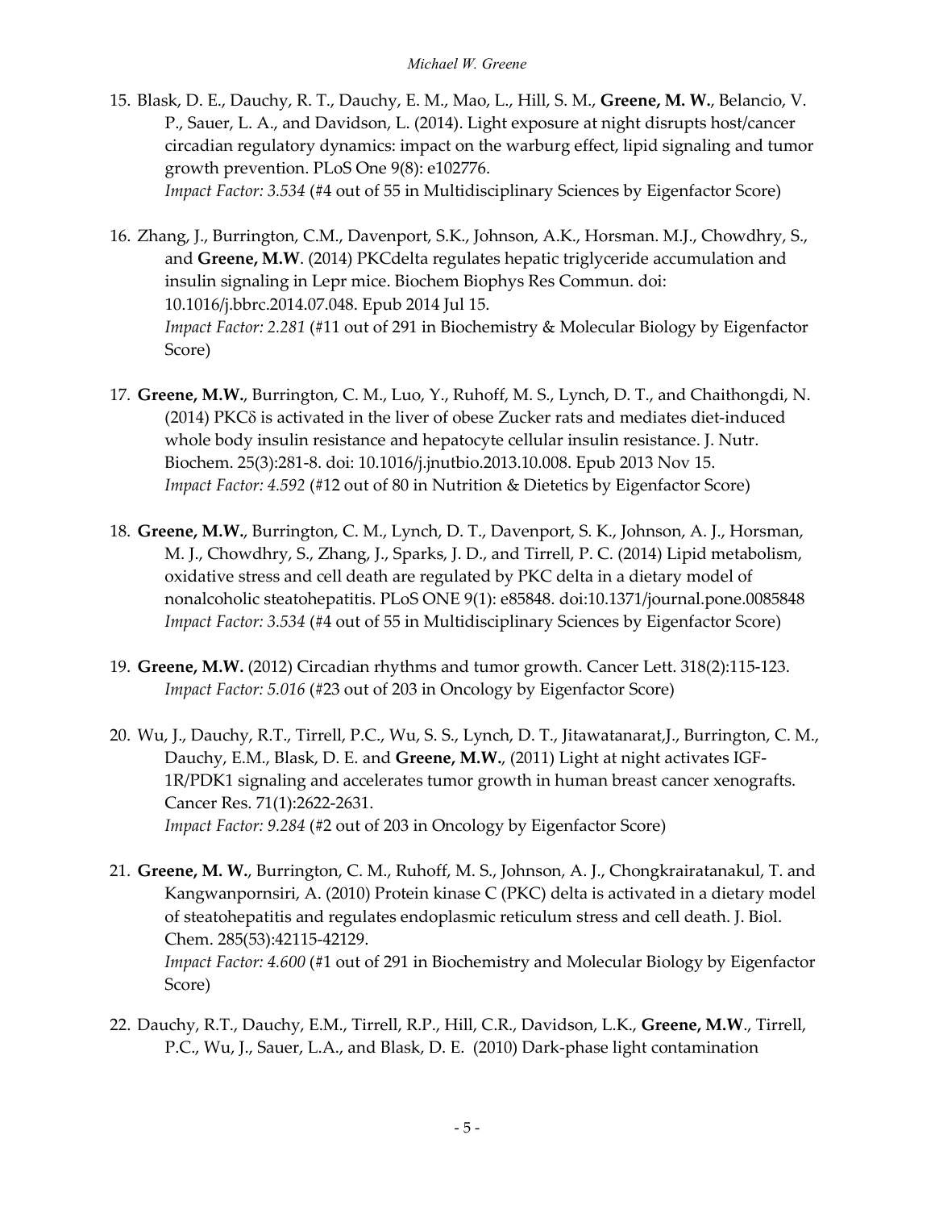15. Blask, D. E., Dauchy, R. T., Dauchy, E. M., Mao, L., Hill, S. M., **Greene, M. W.**, Belancio, V. P., Sauer, L. A., and Davidson, L. (2014). Light exposure at night disrupts host/cancer circadian regulatory dynamics: impact on the warburg effect, lipid signaling and tumor growth prevention. PLoS One 9(8): e102776.
    *Impact Factor: 3.534* (#4 out of 55 in Multidisciplinary Sciences by Eigenfactor Score)

16. Zhang, J., Burrington, C.M., Davenport, S.K., Johnson, A.K., Horsman. M.J., Chowdhry, S., and **Greene, M.W**. (2014) PKCdelta regulates hepatic triglyceride accumulation and insulin signaling in Lepr mice. Biochem Biophys Res Commun. doi: 10.1016/j.bbrc.2014.07.048. Epub 2014 Jul 15.
    *Impact Factor: 2.281* (#11 out of 291 in Biochemistry & Molecular Biology by Eigenfactor Score)

17. **Greene, M.W.**, Burrington, C. M., Luo, Y., Ruhoff, M. S., Lynch, D. T., and Chaithongdi, N. (2014) PKCδ is activated in the liver of obese Zucker rats and mediates diet-induced whole body insulin resistance and hepatocyte cellular insulin resistance. J. Nutr. Biochem. 25(3):281-8. doi: 10.1016/j.jnutbio.2013.10.008. Epub 2013 Nov 15.
    *Impact Factor: 4.592* (#12 out of 80 in Nutrition & Dietetics by Eigenfactor Score)

18. **Greene, M.W.**, Burrington, C. M., Lynch, D. T., Davenport, S. K., Johnson, A. J., Horsman, M. J., Chowdhry, S., Zhang, J., Sparks, J. D., and Tirrell, P. C. (2014) Lipid metabolism, oxidative stress and cell death are regulated by PKC delta in a dietary model of nonalcoholic steatohepatitis. PLoS ONE 9(1): e85848. doi:10.1371/journal.pone.0085848
    *Impact Factor: 3.534* (#4 out of 55 in Multidisciplinary Sciences by Eigenfactor Score)

19. **Greene, M.W.** (2012) Circadian rhythms and tumor growth. Cancer Lett. 318(2):115-123.
    *Impact Factor: 5.016* (#23 out of 203 in Oncology by Eigenfactor Score)

20. Wu, J., Dauchy, R.T., Tirrell, P.C., Wu, S. S., Lynch, D. T., Jitawatanarat,J., Burrington, C. M., Dauchy, E.M., Blask, D. E. and **Greene, M.W.**, (2011) Light at night activates IGF-1R/PDK1 signaling and accelerates tumor growth in human breast cancer xenografts. Cancer Res. 71(1):2622-2631.
    *Impact Factor: 9.284* (#2 out of 203 in Oncology by Eigenfactor Score)

21. **Greene, M. W.**, Burrington, C. M., Ruhoff, M. S., Johnson, A. J., Chongkrairatanakul, T. and Kangwanpornsiri, A. (2010) Protein kinase C (PKC) delta is activated in a dietary model of steatohepatitis and regulates endoplasmic reticulum stress and cell death. J. Biol. Chem. 285(53):42115-42129.
    *Impact Factor: 4.600* (#1 out of 291 in Biochemistry and Molecular Biology by Eigenfactor Score)

22. Dauchy, R.T., Dauchy, E.M., Tirrell, R.P., Hill, C.R., Davidson, L.K., **Greene, M.W**., Tirrell, P.C., Wu, J., Sauer, L.A., and Blask, D. E. (2010) Dark-phase light contamination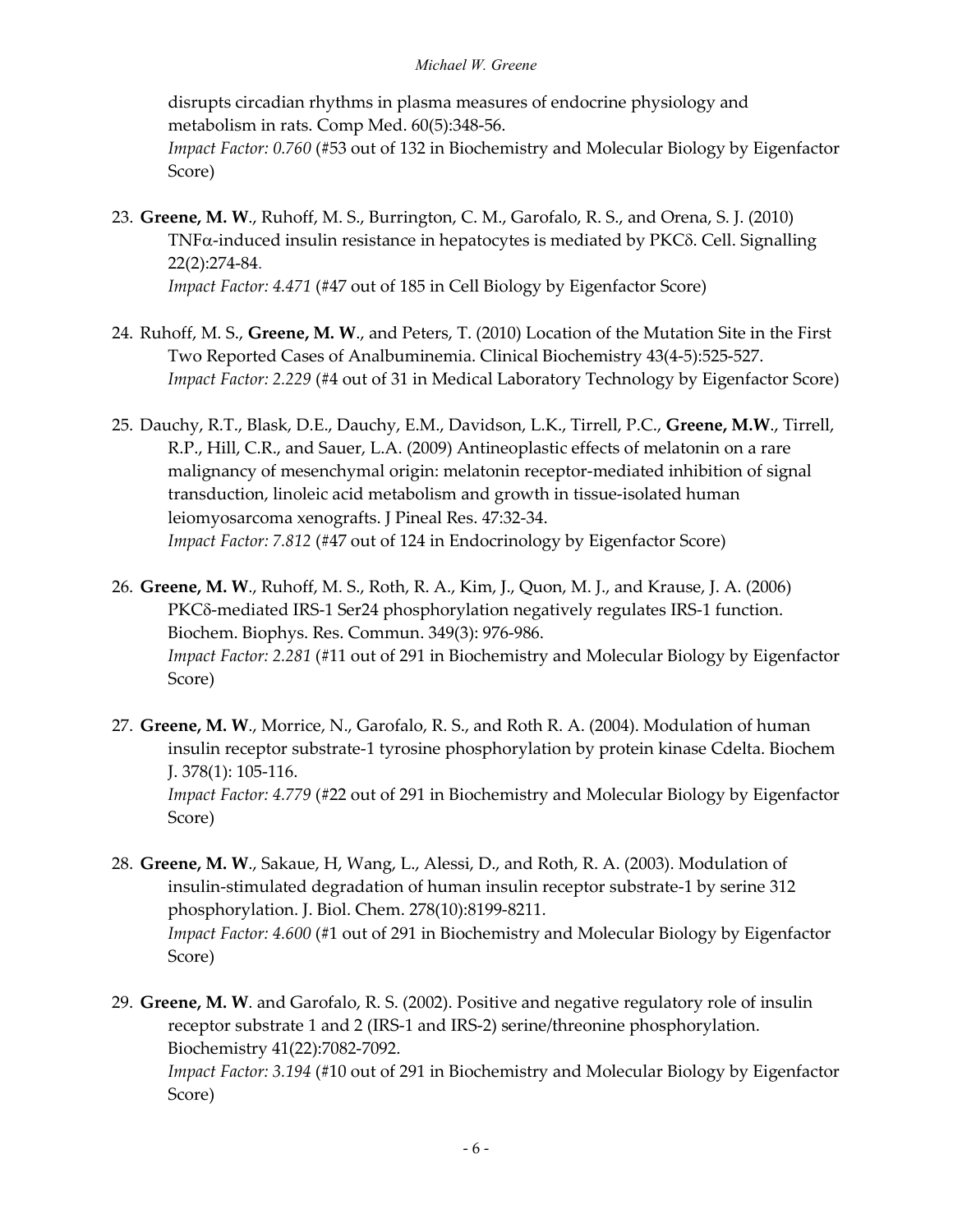disrupts circadian rhythms in plasma measures of endocrine physiology and metabolism in rats. Comp Med. 60(5):348-56.
*Impact Factor: 0.760* (#53 out of 132 in Biochemistry and Molecular Biology by Eigenfactor Score)

23. **Greene, M. W**., Ruhoff, M. S., Burrington, C. M., Garofalo, R. S., and Orena, S. J. (2010) TNFα-induced insulin resistance in hepatocytes is mediated by PKCδ. Cell. Signalling 22(2):274-84.
*Impact Factor: 4.471* (#47 out of 185 in Cell Biology by Eigenfactor Score)

24. Ruhoff, M. S., **Greene, M. W**., and Peters, T. (2010) Location of the Mutation Site in the First Two Reported Cases of Analbuminemia. Clinical Biochemistry 43(4-5):525-527.
*Impact Factor: 2.229* (#4 out of 31 in Medical Laboratory Technology by Eigenfactor Score)

25. Dauchy, R.T., Blask, D.E., Dauchy, E.M., Davidson, L.K., Tirrell, P.C., **Greene, M.W**., Tirrell, R.P., Hill, C.R., and Sauer, L.A. (2009) Antineoplastic effects of melatonin on a rare malignancy of mesenchymal origin: melatonin receptor-mediated inhibition of signal transduction, linoleic acid metabolism and growth in tissue-isolated human leiomyosarcoma xenografts. J Pineal Res. 47:32-34.
*Impact Factor: 7.812* (#47 out of 124 in Endocrinology by Eigenfactor Score)

26. **Greene, M. W**., Ruhoff, M. S., Roth, R. A., Kim, J., Quon, M. J., and Krause, J. A. (2006) PKCδ-mediated IRS-1 Ser24 phosphorylation negatively regulates IRS-1 function. Biochem. Biophys. Res. Commun. 349(3): 976-986.
*Impact Factor: 2.281* (#11 out of 291 in Biochemistry and Molecular Biology by Eigenfactor Score)

27. **Greene, M. W**., Morrice, N., Garofalo, R. S., and Roth R. A. (2004). Modulation of human insulin receptor substrate-1 tyrosine phosphorylation by protein kinase Cdelta. Biochem J. 378(1): 105-116.
*Impact Factor: 4.779* (#22 out of 291 in Biochemistry and Molecular Biology by Eigenfactor Score)

28. **Greene, M. W**., Sakaue, H, Wang, L., Alessi, D., and Roth, R. A. (2003). Modulation of insulin-stimulated degradation of human insulin receptor substrate-1 by serine 312 phosphorylation. J. Biol. Chem. 278(10):8199-8211.
*Impact Factor: 4.600* (#1 out of 291 in Biochemistry and Molecular Biology by Eigenfactor Score)

29. **Greene, M. W**. and Garofalo, R. S. (2002). Positive and negative regulatory role of insulin receptor substrate 1 and 2 (IRS-1 and IRS-2) serine/threonine phosphorylation. Biochemistry 41(22):7082-7092.
*Impact Factor: 3.194* (#10 out of 291 in Biochemistry and Molecular Biology by Eigenfactor Score)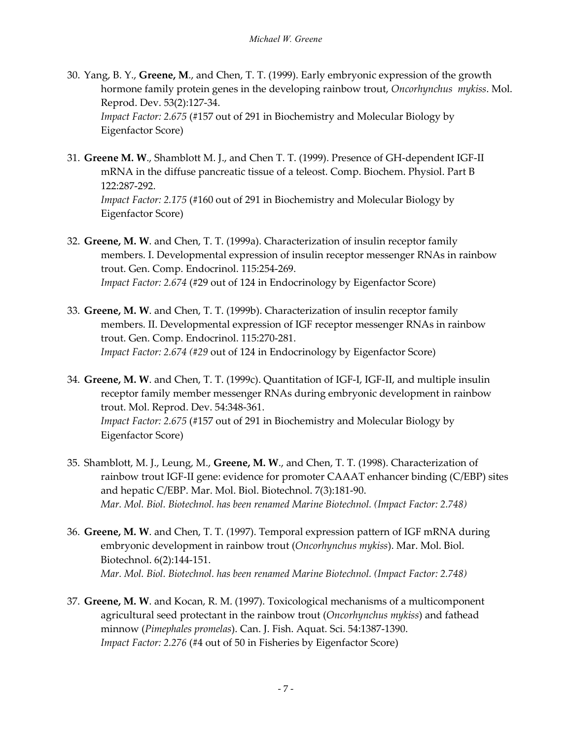30. Yang, B. Y., **Greene, M**., and Chen, T. T. (1999). Early embryonic expression of the growth hormone family protein genes in the developing rainbow trout, *Oncorhynchus mykiss*. Mol. Reprod. Dev. 53(2):127-34.
    *Impact Factor: 2.675* (#157 out of 291 in Biochemistry and Molecular Biology by Eigenfactor Score)

31. **Greene M. W**., Shamblott M. J., and Chen T. T. (1999). Presence of GH-dependent IGF-II mRNA in the diffuse pancreatic tissue of a teleost. Comp. Biochem. Physiol. Part B 122:287-292.
    *Impact Factor: 2.175* (#160 out of 291 in Biochemistry and Molecular Biology by Eigenfactor Score)

32. **Greene, M. W**. and Chen, T. T. (1999a). Characterization of insulin receptor family members. I. Developmental expression of insulin receptor messenger RNAs in rainbow trout. Gen. Comp. Endocrinol. 115:254-269.
    *Impact Factor: 2.674* (#29 out of 124 in Endocrinology by Eigenfactor Score)

33. **Greene, M. W**. and Chen, T. T. (1999b). Characterization of insulin receptor family members. II. Developmental expression of IGF receptor messenger RNAs in rainbow trout. Gen. Comp. Endocrinol. 115:270-281.
    *Impact Factor: 2.674 (#29* out of 124 in Endocrinology by Eigenfactor Score)

34. **Greene, M. W**. and Chen, T. T. (1999c). Quantitation of IGF-I, IGF-II, and multiple insulin receptor family member messenger RNAs during embryonic development in rainbow trout. Mol. Reprod. Dev. 54:348-361.
    *Impact Factor: 2.675* (#157 out of 291 in Biochemistry and Molecular Biology by Eigenfactor Score)

35. Shamblott, M. J., Leung, M., **Greene, M. W**., and Chen, T. T. (1998). Characterization of rainbow trout IGF-II gene: evidence for promoter CAAAT enhancer binding (C/EBP) sites and hepatic C/EBP. Mar. Mol. Biol. Biotechnol. 7(3):181-90.
    *Mar. Mol. Biol. Biotechnol. has been renamed Marine Biotechnol. (Impact Factor: 2.748)*

36. **Greene, M. W**. and Chen, T. T. (1997). Temporal expression pattern of IGF mRNA during embryonic development in rainbow trout (*Oncorhynchus mykiss*). Mar. Mol. Biol. Biotechnol. 6(2):144-151.
    *Mar. Mol. Biol. Biotechnol. has been renamed Marine Biotechnol. (Impact Factor: 2.748)*

37. **Greene, M. W**. and Kocan, R. M. (1997). Toxicological mechanisms of a multicomponent agricultural seed protectant in the rainbow trout (*Oncorhynchus mykiss*) and fathead minnow (*Pimephales promelas*). Can. J. Fish. Aquat. Sci. 54:1387-1390.
    *Impact Factor: 2.276* (#4 out of 50 in Fisheries by Eigenfactor Score)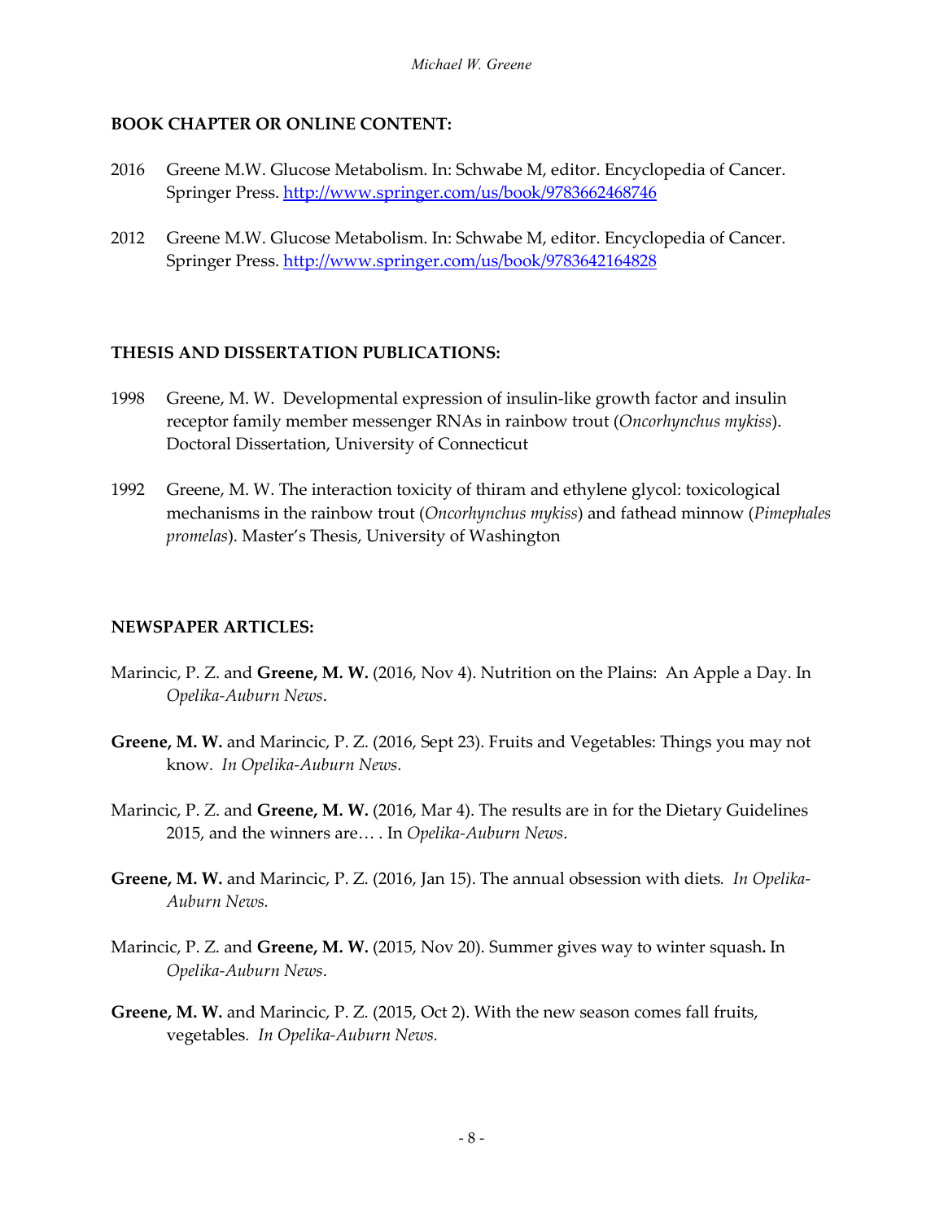## BOOK CHAPTER OR ONLINE CONTENT:

2016 Greene M.W. Glucose Metabolism. In: Schwabe M, editor. Encyclopedia of Cancer. Springer Press. http://www.springer.com/us/book/9783662468746

2012 Greene M.W. Glucose Metabolism. In: Schwabe M, editor. Encyclopedia of Cancer. Springer Press. http://www.springer.com/us/book/9783642164828

## THESIS AND DISSERTATION PUBLICATIONS:

1998 Greene, M. W. Developmental expression of insulin-like growth factor and insulin receptor family member messenger RNAs in rainbow trout (*Oncorhynchus mykiss*). Doctoral Dissertation, University of Connecticut

1992 Greene, M. W. The interaction toxicity of thiram and ethylene glycol: toxicological mechanisms in the rainbow trout (*Oncorhynchus mykiss*) and fathead minnow (*Pimephales promelas*). Master's Thesis, University of Washington

## NEWSPAPER ARTICLES:

Marincic, P. Z. and **Greene, M. W.** (2016, Nov 4). Nutrition on the Plains: An Apple a Day. In *Opelika-Auburn News*.

**Greene, M. W.** and Marincic, P. Z. (2016, Sept 23). Fruits and Vegetables: Things you may not know. *In Opelika-Auburn News.*

Marincic, P. Z. and **Greene, M. W.** (2016, Mar 4). The results are in for the Dietary Guidelines 2015, and the winners are… . In *Opelika-Auburn News*.

**Greene, M. W.** and Marincic, P. Z. (2016, Jan 15). The annual obsession with diets. *In Opelika-Auburn News.*

Marincic, P. Z. and **Greene, M. W.** (2015, Nov 20). Summer gives way to winter squash**.** In *Opelika-Auburn News*.

**Greene, M. W.** and Marincic, P. Z. (2015, Oct 2). With the new season comes fall fruits, vegetables. *In Opelika-Auburn News.*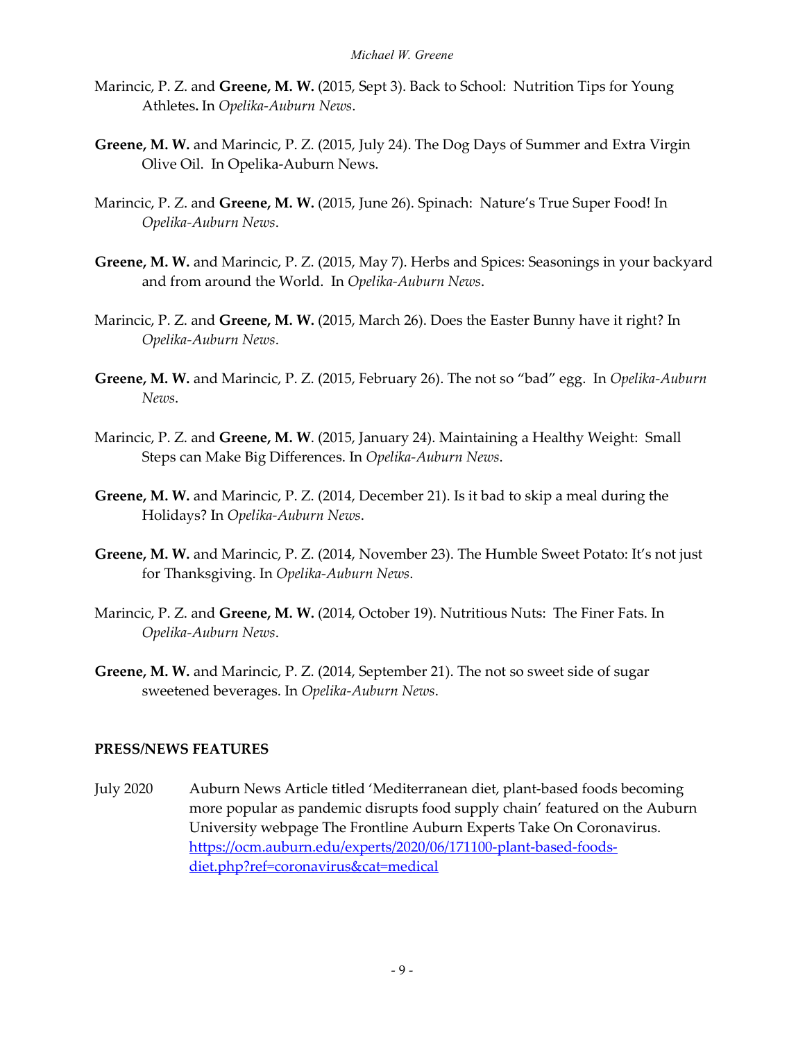Marincic, P. Z. and **Greene, M. W.** (2015, Sept 3). Back to School: Nutrition Tips for Young Athletes**.** In *Opelika-Auburn News*.

**Greene, M. W.** and Marincic, P. Z. (2015, July 24). The Dog Days of Summer and Extra Virgin Olive Oil. In Opelika-Auburn News.

Marincic, P. Z. and **Greene, M. W.** (2015, June 26). Spinach: Nature's True Super Food! In *Opelika-Auburn News*.

**Greene, M. W.** and Marincic, P. Z. (2015, May 7). Herbs and Spices: Seasonings in your backyard and from around the World. In *Opelika-Auburn News*.

Marincic, P. Z. and **Greene, M. W.** (2015, March 26). Does the Easter Bunny have it right? In *Opelika-Auburn News*.

**Greene, M. W.** and Marincic, P. Z. (2015, February 26). The not so "bad" egg. In *Opelika-Auburn News*.

Marincic, P. Z. and **Greene, M. W**. (2015, January 24). Maintaining a Healthy Weight: Small Steps can Make Big Differences. In *Opelika-Auburn News*.

**Greene, M. W.** and Marincic, P. Z. (2014, December 21). Is it bad to skip a meal during the Holidays? In *Opelika-Auburn News*.

**Greene, M. W.** and Marincic, P. Z. (2014, November 23). The Humble Sweet Potato: It's not just for Thanksgiving. In *Opelika-Auburn News*.

Marincic, P. Z. and **Greene, M. W.** (2014, October 19). Nutritious Nuts: The Finer Fats. In *Opelika-Auburn News*.

**Greene, M. W.** and Marincic, P. Z. (2014, September 21). The not so sweet side of sugar sweetened beverages. In *Opelika-Auburn News*.

**PRESS/NEWS FEATURES**

July 2020 Auburn News Article titled 'Mediterranean diet, plant-based foods becoming more popular as pandemic disrupts food supply chain' featured on the Auburn University webpage The Frontline Auburn Experts Take On Coronavirus. https://ocm.auburn.edu/experts/2020/06/171100-plant-based-foods-diet.php?ref=coronavirus&cat=medical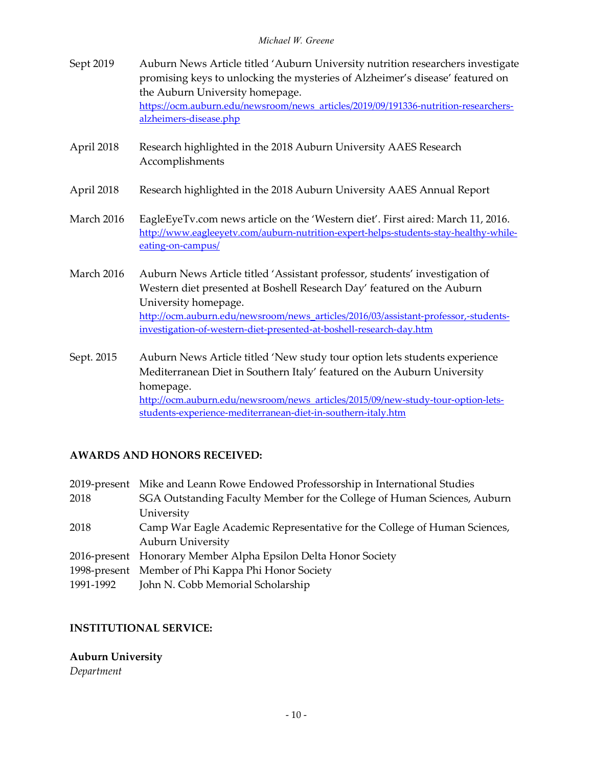Sept 2019 Auburn News Article titled 'Auburn University nutrition researchers investigate promising keys to unlocking the mysteries of Alzheimer's disease' featured on the Auburn University homepage. https://ocm.auburn.edu/newsroom/news_articles/2019/09/191336-nutrition-researchers-alzheimers-disease.php

April 2018 Research highlighted in the 2018 Auburn University AAES Research Accomplishments

April 2018 Research highlighted in the 2018 Auburn University AAES Annual Report

March 2016 EagleEyeTv.com news article on the 'Western diet'. First aired: March 11, 2016. http://www.eagleeyetv.com/auburn-nutrition-expert-helps-students-stay-healthy-while-eating-on-campus/

March 2016 Auburn News Article titled 'Assistant professor, students' investigation of Western diet presented at Boshell Research Day' featured on the Auburn University homepage. http://ocm.auburn.edu/newsroom/news_articles/2016/03/assistant-professor,-students-investigation-of-western-diet-presented-at-boshell-research-day.htm

Sept. 2015 Auburn News Article titled 'New study tour option lets students experience Mediterranean Diet in Southern Italy' featured on the Auburn University homepage. http://ocm.auburn.edu/newsroom/news_articles/2015/09/new-study-tour-option-lets-students-experience-mediterranean-diet-in-southern-italy.htm

## AWARDS AND HONORS RECEIVED:

2019-present Mike and Leann Rowe Endowed Professorship in International Studies
2018 SGA Outstanding Faculty Member for the College of Human Sciences, Auburn University
2018 Camp War Eagle Academic Representative for the College of Human Sciences, Auburn University
2016-present Honorary Member Alpha Epsilon Delta Honor Society
1998-present Member of Phi Kappa Phi Honor Society
1991-1992 John N. Cobb Memorial Scholarship

## INSTITUTIONAL SERVICE:

**Auburn University**

*Department*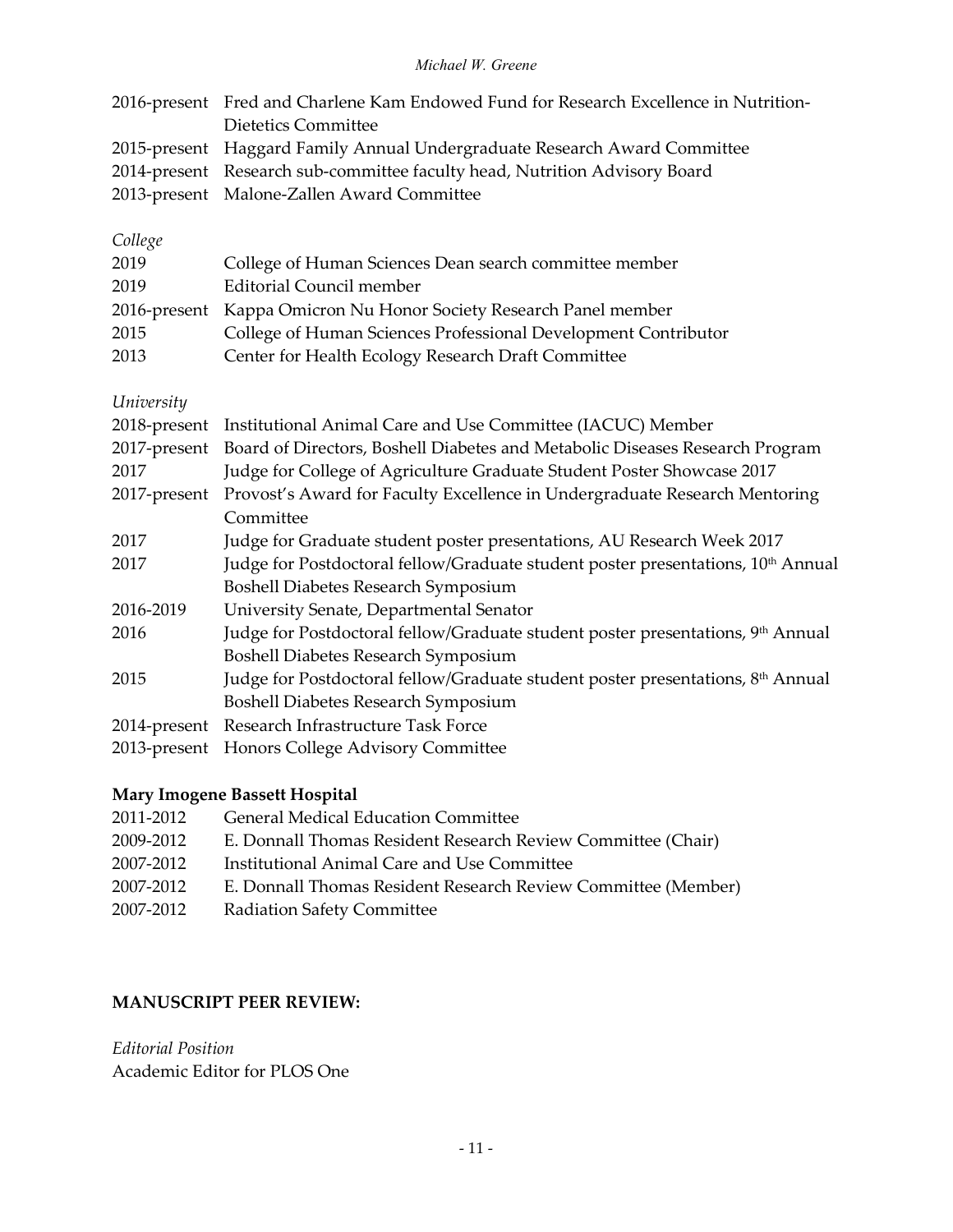2016-present Fred and Charlene Kam Endowed Fund for Research Excellence in Nutrition-Dietetics Committee
2015-present Haggard Family Annual Undergraduate Research Award Committee
2014-present Research sub-committee faculty head, Nutrition Advisory Board
2013-present Malone-Zallen Award Committee

*College*

2019 College of Human Sciences Dean search committee member
2019 Editorial Council member
2016-present Kappa Omicron Nu Honor Society Research Panel member
2015 College of Human Sciences Professional Development Contributor
2013 Center for Health Ecology Research Draft Committee

*University*

2018-present Institutional Animal Care and Use Committee (IACUC) Member
2017-present Board of Directors, Boshell Diabetes and Metabolic Diseases Research Program
2017 Judge for College of Agriculture Graduate Student Poster Showcase 2017
2017-present Provost's Award for Faculty Excellence in Undergraduate Research Mentoring Committee
2017 Judge for Graduate student poster presentations, AU Research Week 2017
2017 Judge for Postdoctoral fellow/Graduate student poster presentations, 10th Annual Boshell Diabetes Research Symposium
2016-2019 University Senate, Departmental Senator
2016 Judge for Postdoctoral fellow/Graduate student poster presentations, 9th Annual Boshell Diabetes Research Symposium
2015 Judge for Postdoctoral fellow/Graduate student poster presentations, 8th Annual Boshell Diabetes Research Symposium
2014-present Research Infrastructure Task Force
2013-present Honors College Advisory Committee

**Mary Imogene Bassett Hospital**

2011-2012 General Medical Education Committee
2009-2012 E. Donnall Thomas Resident Research Review Committee (Chair)
2007-2012 Institutional Animal Care and Use Committee
2007-2012 E. Donnall Thomas Resident Research Review Committee (Member)
2007-2012 Radiation Safety Committee

## MANUSCRIPT PEER REVIEW:

*Editorial Position*

Academic Editor for PLOS One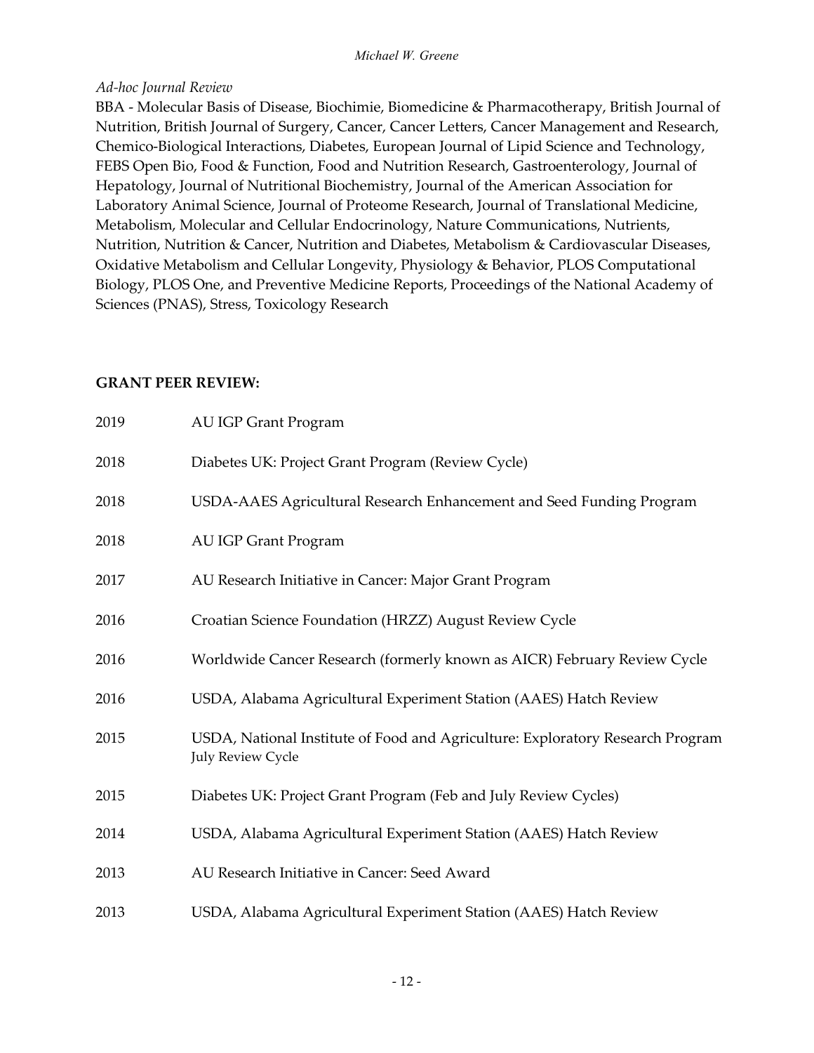*Ad-hoc Journal Review*

BBA - Molecular Basis of Disease, Biochimie, Biomedicine & Pharmacotherapy, British Journal of Nutrition, British Journal of Surgery, Cancer, Cancer Letters, Cancer Management and Research, Chemico-Biological Interactions, Diabetes, European Journal of Lipid Science and Technology, FEBS Open Bio, Food & Function, Food and Nutrition Research, Gastroenterology, Journal of Hepatology, Journal of Nutritional Biochemistry, Journal of the American Association for Laboratory Animal Science, Journal of Proteome Research, Journal of Translational Medicine, Metabolism, Molecular and Cellular Endocrinology, Nature Communications, Nutrients, Nutrition, Nutrition & Cancer, Nutrition and Diabetes, Metabolism & Cardiovascular Diseases, Oxidative Metabolism and Cellular Longevity, Physiology & Behavior, PLOS Computational Biology, PLOS One, and Preventive Medicine Reports, Proceedings of the National Academy of Sciences (PNAS), Stress, Toxicology Research

**GRANT PEER REVIEW:**

| | |
|---|---|
| 2019 | AU IGP Grant Program |
| 2018 | Diabetes UK: Project Grant Program (Review Cycle) |
| 2018 | USDA-AAES Agricultural Research Enhancement and Seed Funding Program |
| 2018 | AU IGP Grant Program |
| 2017 | AU Research Initiative in Cancer: Major Grant Program |
| 2016 | Croatian Science Foundation (HRZZ) August Review Cycle |
| 2016 | Worldwide Cancer Research (formerly known as AICR) February Review Cycle |
| 2016 | USDA, Alabama Agricultural Experiment Station (AAES) Hatch Review |
| 2015 | USDA, National Institute of Food and Agriculture: Exploratory Research Program July Review Cycle |
| 2015 | Diabetes UK: Project Grant Program (Feb and July Review Cycles) |
| 2014 | USDA, Alabama Agricultural Experiment Station (AAES) Hatch Review |
| 2013 | AU Research Initiative in Cancer: Seed Award |
| 2013 | USDA, Alabama Agricultural Experiment Station (AAES) Hatch Review |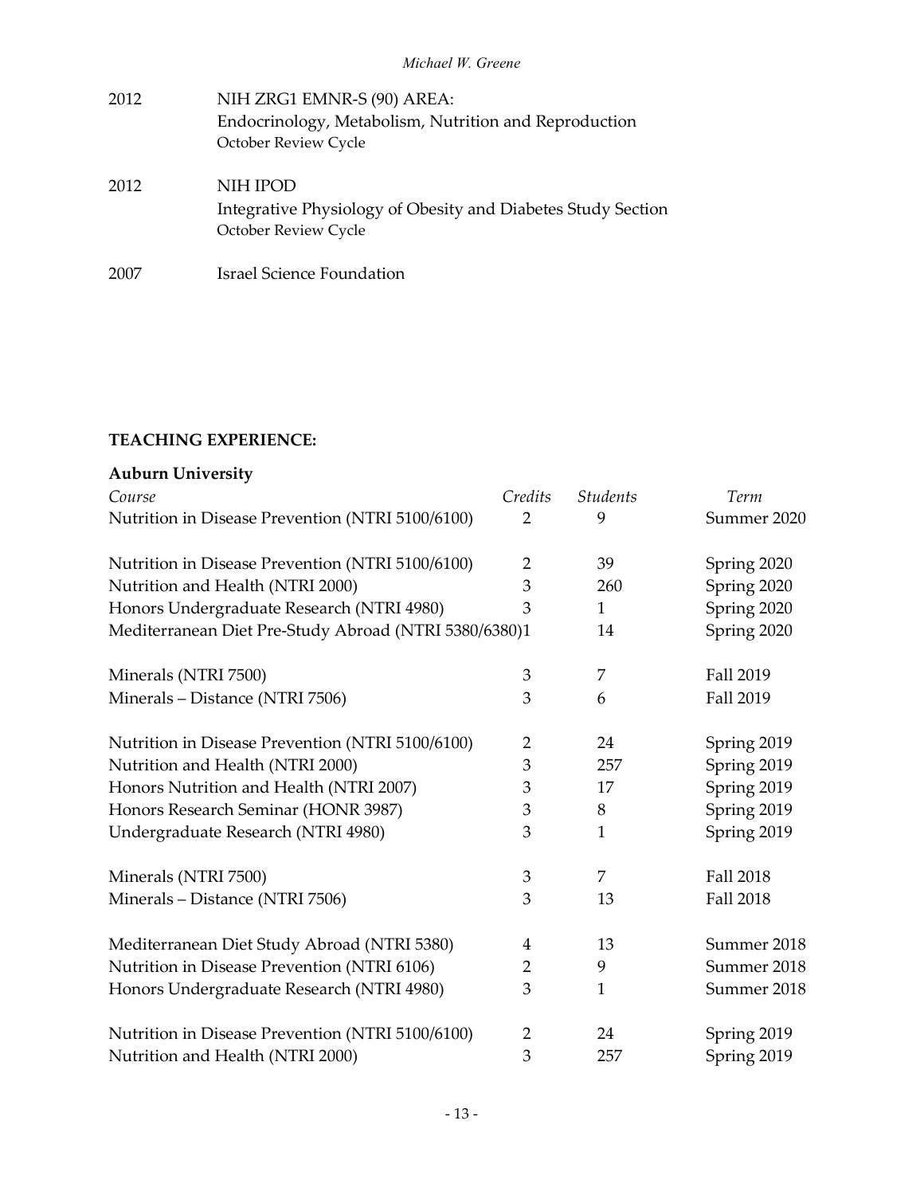2012 NIH ZRG1 EMNR-S (90) AREA:
Endocrinology, Metabolism, Nutrition and Reproduction
October Review Cycle

2012 NIH IPOD
Integrative Physiology of Obesity and Diabetes Study Section
October Review Cycle

2007 Israel Science Foundation

## TEACHING EXPERIENCE:

### Auburn University

| *Course* | *Credits* | *Students* | *Term* |
|---|---|---|---|
| Nutrition in Disease Prevention (NTRI 5100/6100) | 2 | 9 | Summer 2020 |
| | | | |
| Nutrition in Disease Prevention (NTRI 5100/6100) | 2 | 39 | Spring 2020 |
| Nutrition and Health (NTRI 2000) | 3 | 260 | Spring 2020 |
| Honors Undergraduate Research (NTRI 4980) | 3 | 1 | Spring 2020 |
| Mediterranean Diet Pre-Study Abroad (NTRI 5380/6380) | 1 | 14 | Spring 2020 |
| | | | |
| Minerals (NTRI 7500) | 3 | 7 | Fall 2019 |
| Minerals – Distance (NTRI 7506) | 3 | 6 | Fall 2019 |
| | | | |
| Nutrition in Disease Prevention (NTRI 5100/6100) | 2 | 24 | Spring 2019 |
| Nutrition and Health (NTRI 2000) | 3 | 257 | Spring 2019 |
| Honors Nutrition and Health (NTRI 2007) | 3 | 17 | Spring 2019 |
| Honors Research Seminar (HONR 3987) | 3 | 8 | Spring 2019 |
| Undergraduate Research (NTRI 4980) | 3 | 1 | Spring 2019 |
| | | | |
| Minerals (NTRI 7500) | 3 | 7 | Fall 2018 |
| Minerals – Distance (NTRI 7506) | 3 | 13 | Fall 2018 |
| | | | |
| Mediterranean Diet Study Abroad (NTRI 5380) | 4 | 13 | Summer 2018 |
| Nutrition in Disease Prevention (NTRI 6106) | 2 | 9 | Summer 2018 |
| Honors Undergraduate Research (NTRI 4980) | 3 | 1 | Summer 2018 |
| | | | |
| Nutrition in Disease Prevention (NTRI 5100/6100) | 2 | 24 | Spring 2019 |
| Nutrition and Health (NTRI 2000) | 3 | 257 | Spring 2019 |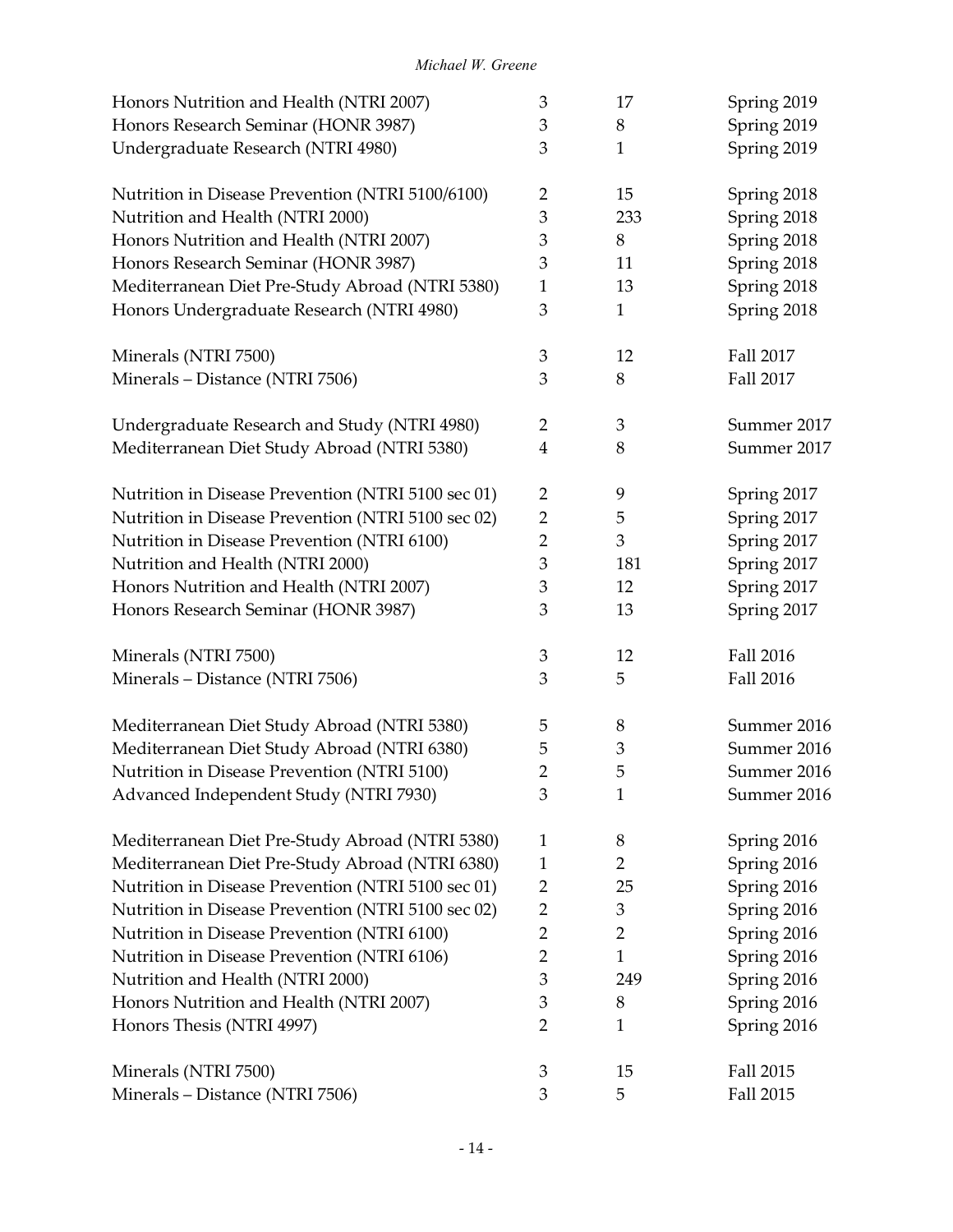| Course | Credits | Students | Term |
|---|---|---|---|
| Honors Nutrition and Health (NTRI 2007) | 3 | 17 | Spring 2019 |
| Honors Research Seminar (HONR 3987) | 3 | 8 | Spring 2019 |
| Undergraduate Research (NTRI 4980) | 3 | 1 | Spring 2019 |
| | | | |
| Nutrition in Disease Prevention (NTRI 5100/6100) | 2 | 15 | Spring 2018 |
| Nutrition and Health (NTRI 2000) | 3 | 233 | Spring 2018 |
| Honors Nutrition and Health (NTRI 2007) | 3 | 8 | Spring 2018 |
| Honors Research Seminar (HONR 3987) | 3 | 11 | Spring 2018 |
| Mediterranean Diet Pre-Study Abroad (NTRI 5380) | 1 | 13 | Spring 2018 |
| Honors Undergraduate Research (NTRI 4980) | 3 | 1 | Spring 2018 |
| | | | |
| Minerals (NTRI 7500) | 3 | 12 | Fall 2017 |
| Minerals – Distance (NTRI 7506) | 3 | 8 | Fall 2017 |
| | | | |
| Undergraduate Research and Study (NTRI 4980) | 2 | 3 | Summer 2017 |
| Mediterranean Diet Study Abroad (NTRI 5380) | 4 | 8 | Summer 2017 |
| | | | |
| Nutrition in Disease Prevention (NTRI 5100 sec 01) | 2 | 9 | Spring 2017 |
| Nutrition in Disease Prevention (NTRI 5100 sec 02) | 2 | 5 | Spring 2017 |
| Nutrition in Disease Prevention (NTRI 6100) | 2 | 3 | Spring 2017 |
| Nutrition and Health (NTRI 2000) | 3 | 181 | Spring 2017 |
| Honors Nutrition and Health (NTRI 2007) | 3 | 12 | Spring 2017 |
| Honors Research Seminar (HONR 3987) | 3 | 13 | Spring 2017 |
| | | | |
| Minerals (NTRI 7500) | 3 | 12 | Fall 2016 |
| Minerals – Distance (NTRI 7506) | 3 | 5 | Fall 2016 |
| | | | |
| Mediterranean Diet Study Abroad (NTRI 5380) | 5 | 8 | Summer 2016 |
| Mediterranean Diet Study Abroad (NTRI 6380) | 5 | 3 | Summer 2016 |
| Nutrition in Disease Prevention (NTRI 5100) | 2 | 5 | Summer 2016 |
| Advanced Independent Study (NTRI 7930) | 3 | 1 | Summer 2016 |
| | | | |
| Mediterranean Diet Pre-Study Abroad (NTRI 5380) | 1 | 8 | Spring 2016 |
| Mediterranean Diet Pre-Study Abroad (NTRI 6380) | 1 | 2 | Spring 2016 |
| Nutrition in Disease Prevention (NTRI 5100 sec 01) | 2 | 25 | Spring 2016 |
| Nutrition in Disease Prevention (NTRI 5100 sec 02) | 2 | 3 | Spring 2016 |
| Nutrition in Disease Prevention (NTRI 6100) | 2 | 2 | Spring 2016 |
| Nutrition in Disease Prevention (NTRI 6106) | 2 | 1 | Spring 2016 |
| Nutrition and Health (NTRI 2000) | 3 | 249 | Spring 2016 |
| Honors Nutrition and Health (NTRI 2007) | 3 | 8 | Spring 2016 |
| Honors Thesis (NTRI 4997) | 2 | 1 | Spring 2016 |
| | | | |
| Minerals (NTRI 7500) | 3 | 15 | Fall 2015 |
| Minerals – Distance (NTRI 7506) | 3 | 5 | Fall 2015 |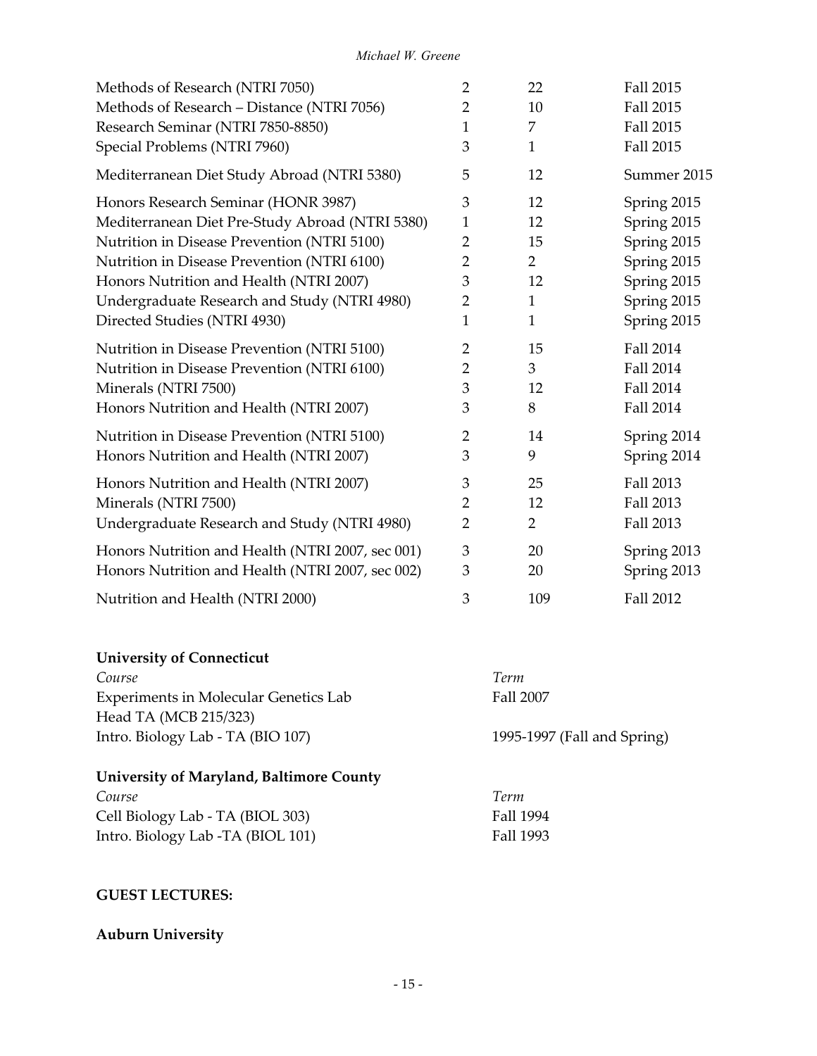| | | | |
|---|---|---|---|
| Methods of Research (NTRI 7050) | 2 | 22 | Fall 2015 |
| Methods of Research – Distance (NTRI 7056) | 2 | 10 | Fall 2015 |
| Research Seminar (NTRI 7850-8850) | 1 | 7 | Fall 2015 |
| Special Problems (NTRI 7960) | 3 | 1 | Fall 2015 |
| Mediterranean Diet Study Abroad (NTRI 5380) | 5 | 12 | Summer 2015 |
| Honors Research Seminar (HONR 3987) | 3 | 12 | Spring 2015 |
| Mediterranean Diet Pre-Study Abroad (NTRI 5380) | 1 | 12 | Spring 2015 |
| Nutrition in Disease Prevention (NTRI 5100) | 2 | 15 | Spring 2015 |
| Nutrition in Disease Prevention (NTRI 6100) | 2 | 2 | Spring 2015 |
| Honors Nutrition and Health (NTRI 2007) | 3 | 12 | Spring 2015 |
| Undergraduate Research and Study (NTRI 4980) | 2 | 1 | Spring 2015 |
| Directed Studies (NTRI 4930) | 1 | 1 | Spring 2015 |
| Nutrition in Disease Prevention (NTRI 5100) | 2 | 15 | Fall 2014 |
| Nutrition in Disease Prevention (NTRI 6100) | 2 | 3 | Fall 2014 |
| Minerals (NTRI 7500) | 3 | 12 | Fall 2014 |
| Honors Nutrition and Health (NTRI 2007) | 3 | 8 | Fall 2014 |
| Nutrition in Disease Prevention (NTRI 5100) | 2 | 14 | Spring 2014 |
| Honors Nutrition and Health (NTRI 2007) | 3 | 9 | Spring 2014 |
| Honors Nutrition and Health (NTRI 2007) | 3 | 25 | Fall 2013 |
| Minerals (NTRI 7500) | 2 | 12 | Fall 2013 |
| Undergraduate Research and Study (NTRI 4980) | 2 | 2 | Fall 2013 |
| Honors Nutrition and Health (NTRI 2007, sec 001) | 3 | 20 | Spring 2013 |
| Honors Nutrition and Health (NTRI 2007, sec 002) | 3 | 20 | Spring 2013 |
| Nutrition and Health (NTRI 2000) | 3 | 109 | Fall 2012 |

**University of Connecticut**

| *Course* | *Term* |
|---|---|
| Experiments in Molecular Genetics Lab Head TA (MCB 215/323) | Fall 2007 |
| Intro. Biology Lab - TA (BIO 107) | 1995-1997 (Fall and Spring) |

**University of Maryland, Baltimore County**

| *Course* | *Term* |
|---|---|
| Cell Biology Lab - TA (BIOL 303) | Fall 1994 |
| Intro. Biology Lab -TA (BIOL 101) | Fall 1993 |

**GUEST LECTURES:**

**Auburn University**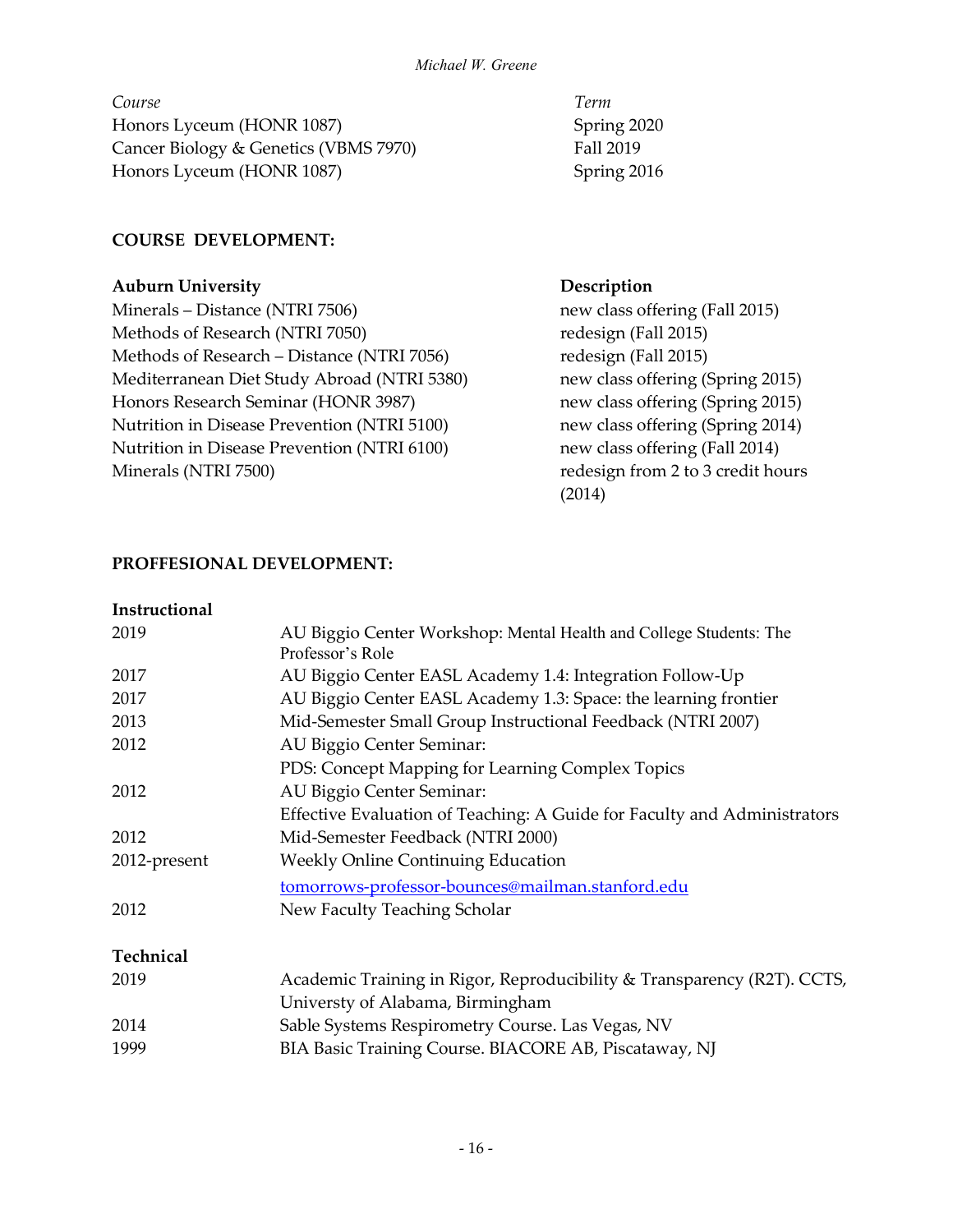| Course | Term |
|---|---|
| Honors Lyceum (HONR 1087) | Spring 2020 |
| Cancer Biology & Genetics (VBMS 7970) | Fall 2019 |
| Honors Lyceum (HONR 1087) | Spring 2016 |

**COURSE DEVELOPMENT:**

| **Auburn University** | **Description** |
|---|---|
| Minerals – Distance (NTRI 7506) | new class offering (Fall 2015) |
| Methods of Research (NTRI 7050) | redesign (Fall 2015) |
| Methods of Research – Distance (NTRI 7056) | redesign (Fall 2015) |
| Mediterranean Diet Study Abroad (NTRI 5380) | new class offering (Spring 2015) |
| Honors Research Seminar (HONR 3987) | new class offering (Spring 2015) |
| Nutrition in Disease Prevention (NTRI 5100) | new class offering (Spring 2014) |
| Nutrition in Disease Prevention (NTRI 6100) | new class offering (Fall 2014) |
| Minerals (NTRI 7500) | redesign from 2 to 3 credit hours (2014) |

**PROFFESIONAL DEVELOPMENT:**

**Instructional**

| | |
|---|---|
| 2019 | AU Biggio Center Workshop: Mental Health and College Students: The Professor's Role |
| 2017 | AU Biggio Center EASL Academy 1.4: Integration Follow-Up |
| 2017 | AU Biggio Center EASL Academy 1.3: Space: the learning frontier |
| 2013 | Mid-Semester Small Group Instructional Feedback (NTRI 2007) |
| 2012 | AU Biggio Center Seminar: PDS: Concept Mapping for Learning Complex Topics |
| 2012 | AU Biggio Center Seminar: Effective Evaluation of Teaching: A Guide for Faculty and Administrators |
| 2012 | Mid-Semester Feedback (NTRI 2000) |
| 2012-present | Weekly Online Continuing Education tomorrows-professor-bounces@mailman.stanford.edu |
| 2012 | New Faculty Teaching Scholar |

**Technical**

| | |
|---|---|
| 2019 | Academic Training in Rigor, Reproducibility & Transparency (R2T). CCTS, Universty of Alabama, Birmingham |
| 2014 | Sable Systems Respirometry Course. Las Vegas, NV |
| 1999 | BIA Basic Training Course. BIACORE AB, Piscataway, NJ |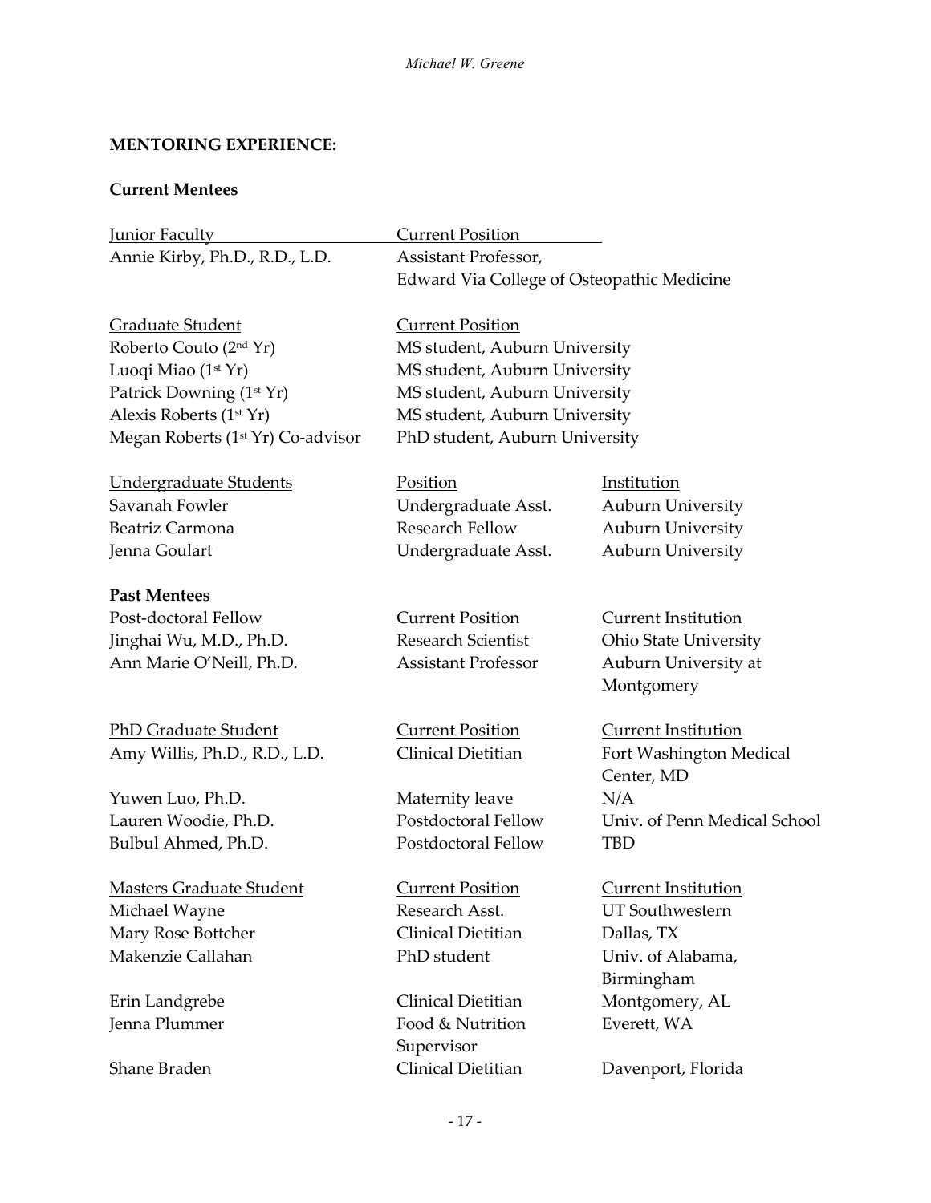## MENTORING EXPERIENCE:

### Current Mentees

| Junior Faculty | Current Position |
|---|---|
| Annie Kirby, Ph.D., R.D., L.D. | Assistant Professor, Edward Via College of Osteopathic Medicine |

| Graduate Student | Current Position |
|---|---|
| Roberto Couto (2nd Yr) | MS student, Auburn University |
| Luoqi Miao (1st Yr) | MS student, Auburn University |
| Patrick Downing (1st Yr) | MS student, Auburn University |
| Alexis Roberts (1st Yr) | MS student, Auburn University |
| Megan Roberts (1st Yr) Co-advisor | PhD student, Auburn University |

| Undergraduate Students | Position | Institution |
|---|---|---|
| Savanah Fowler | Undergraduate Asst. | Auburn University |
| Beatriz Carmona | Research Fellow | Auburn University |
| Jenna Goulart | Undergraduate Asst. | Auburn University |

### Past Mentees

| Post-doctoral Fellow | Current Position | Current Institution |
|---|---|---|
| Jinghai Wu, M.D., Ph.D. | Research Scientist | Ohio State University |
| Ann Marie O'Neill, Ph.D. | Assistant Professor | Auburn University at Montgomery |

| PhD Graduate Student | Current Position | Current Institution |
|---|---|---|
| Amy Willis, Ph.D., R.D., L.D. | Clinical Dietitian | Fort Washington Medical Center, MD |
| Yuwen Luo, Ph.D. | Maternity leave | N/A |
| Lauren Woodie, Ph.D. | Postdoctoral Fellow | Univ. of Penn Medical School |
| Bulbul Ahmed, Ph.D. | Postdoctoral Fellow | TBD |

| Masters Graduate Student | Current Position | Current Institution |
|---|---|---|
| Michael Wayne | Research Asst. | UT Southwestern |
| Mary Rose Bottcher | Clinical Dietitian | Dallas, TX |
| Makenzie Callahan | PhD student | Univ. of Alabama, Birmingham |
| Erin Landgrebe | Clinical Dietitian | Montgomery, AL |
| Jenna Plummer | Food & Nutrition Supervisor | Everett, WA |
| Shane Braden | Clinical Dietitian | Davenport, Florida |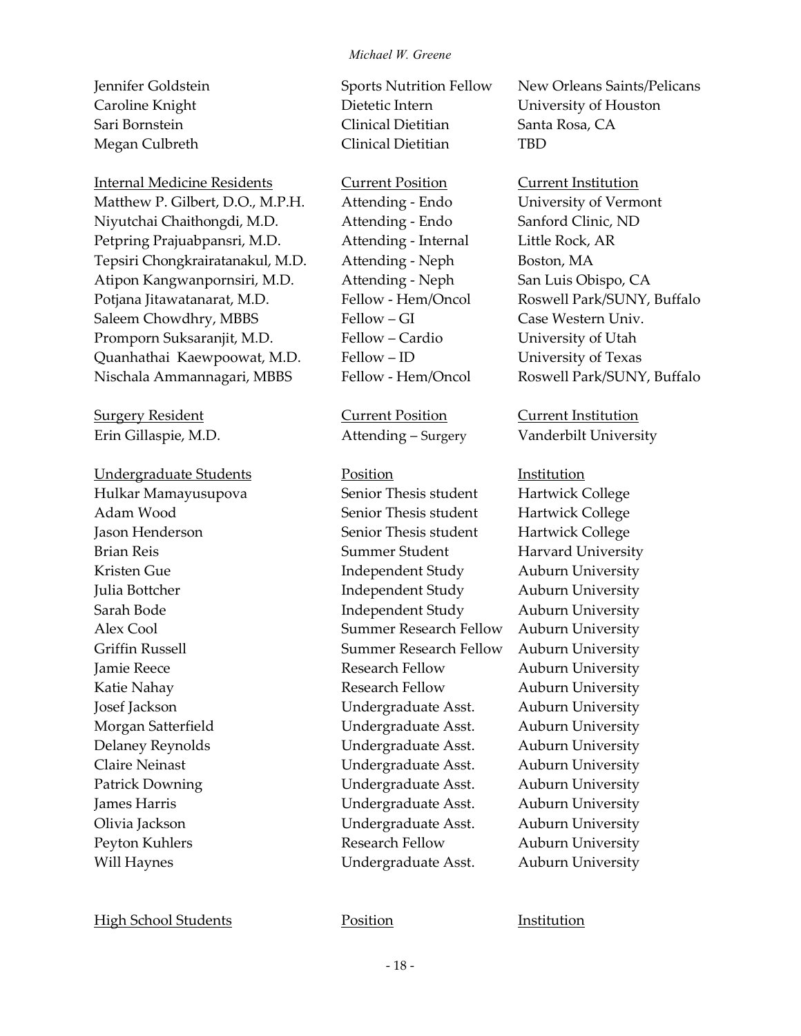| | | |
|---|---|---|
| Jennifer Goldstein | Sports Nutrition Fellow | New Orleans Saints/Pelicans |
| Caroline Knight | Dietetic Intern | University of Houston |
| Sari Bornstein | Clinical Dietitian | Santa Rosa, CA |
| Megan Culbreth | Clinical Dietitian | TBD |

| Internal Medicine Residents | Current Position | Current Institution |
|---|---|---|
| Matthew P. Gilbert, D.O., M.P.H. | Attending - Endo | University of Vermont |
| Niyutchai Chaithongdi, M.D. | Attending - Endo | Sanford Clinic, ND |
| Petpring Prajuabpansri, M.D. | Attending - Internal | Little Rock, AR |
| Tepsiri Chongkrairatanakul, M.D. | Attending - Neph | Boston, MA |
| Atipon Kangwanpornsiri, M.D. | Attending - Neph | San Luis Obispo, CA |
| Potjana Jitawatanarat, M.D. | Fellow - Hem/Oncol | Roswell Park/SUNY, Buffalo |
| Saleem Chowdhry, MBBS | Fellow – GI | Case Western Univ. |
| Promporn Suksaranjit, M.D. | Fellow – Cardio | University of Utah |
| Quanhathai Kaewpoowat, M.D. | Fellow – ID | University of Texas |
| Nischala Ammannagari, MBBS | Fellow - Hem/Oncol | Roswell Park/SUNY, Buffalo |

| Surgery Resident | Current Position | Current Institution |
|---|---|---|
| Erin Gillaspie, M.D. | Attending – Surgery | Vanderbilt University |

| Undergraduate Students | Position | Institution |
|---|---|---|
| Hulkar Mamayusupova | Senior Thesis student | Hartwick College |
| Adam Wood | Senior Thesis student | Hartwick College |
| Jason Henderson | Senior Thesis student | Hartwick College |
| Brian Reis | Summer Student | Harvard University |
| Kristen Gue | Independent Study | Auburn University |
| Julia Bottcher | Independent Study | Auburn University |
| Sarah Bode | Independent Study | Auburn University |
| Alex Cool | Summer Research Fellow | Auburn University |
| Griffin Russell | Summer Research Fellow | Auburn University |
| Jamie Reece | Research Fellow | Auburn University |
| Katie Nahay | Research Fellow | Auburn University |
| Josef Jackson | Undergraduate Asst. | Auburn University |
| Morgan Satterfield | Undergraduate Asst. | Auburn University |
| Delaney Reynolds | Undergraduate Asst. | Auburn University |
| Claire Neinast | Undergraduate Asst. | Auburn University |
| Patrick Downing | Undergraduate Asst. | Auburn University |
| James Harris | Undergraduate Asst. | Auburn University |
| Olivia Jackson | Undergraduate Asst. | Auburn University |
| Peyton Kuhlers | Research Fellow | Auburn University |
| Will Haynes | Undergraduate Asst. | Auburn University |

| High School Students | Position | Institution |
|---|---|---|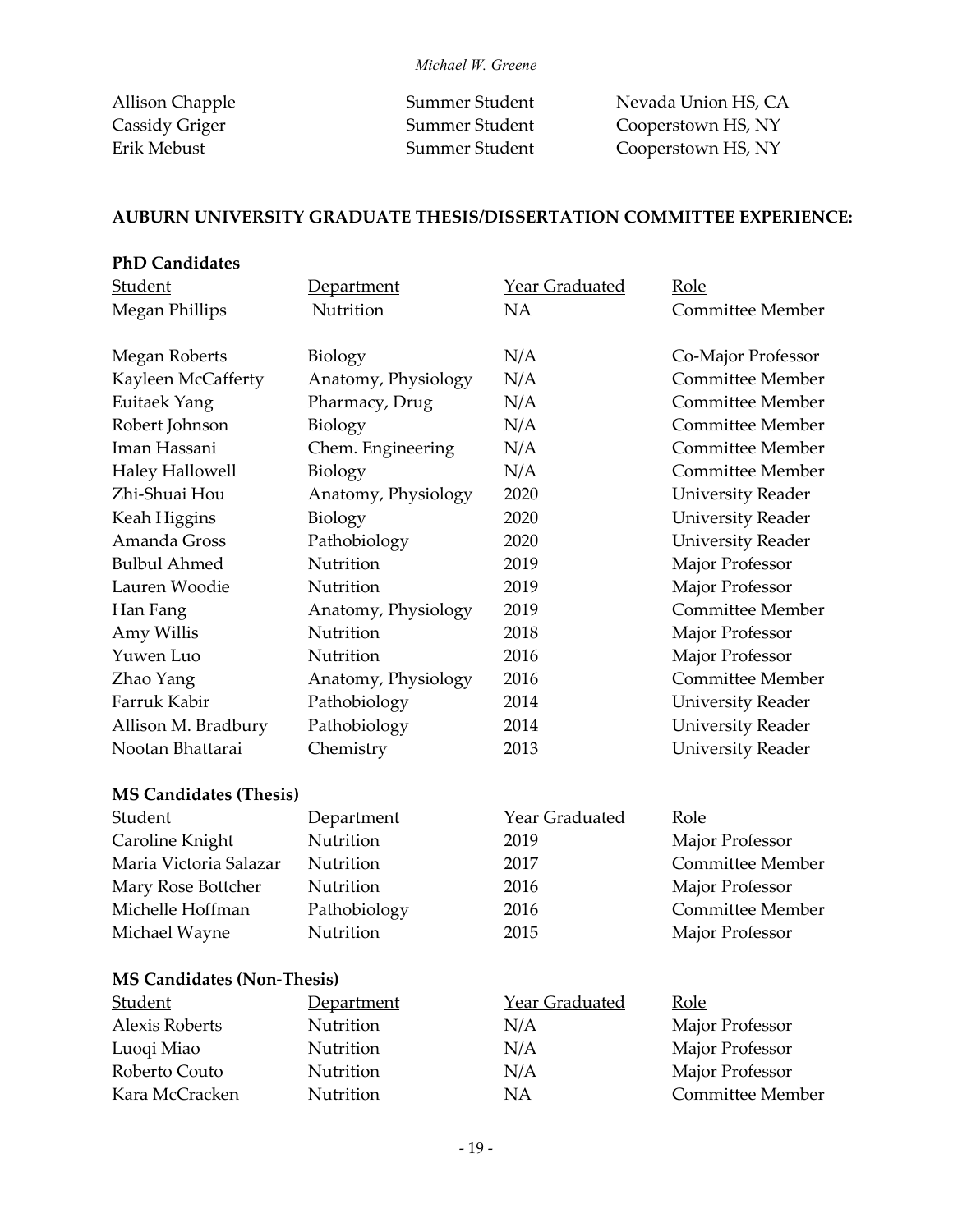| | | |
|---|---|---|
| Allison Chapple | Summer Student | Nevada Union HS, CA |
| Cassidy Griger | Summer Student | Cooperstown HS, NY |
| Erik Mebust | Summer Student | Cooperstown HS, NY |

**AUBURN UNIVERSITY GRADUATE THESIS/DISSERTATION COMMITTEE EXPERIENCE:**

**PhD Candidates**

| Student | Department | Year Graduated | Role |
|---|---|---|---|
| Megan Phillips | Nutrition | NA | Committee Member |
| Megan Roberts | Biology | N/A | Co-Major Professor |
| Kayleen McCafferty | Anatomy, Physiology | N/A | Committee Member |
| Euitaek Yang | Pharmacy, Drug | N/A | Committee Member |
| Robert Johnson | Biology | N/A | Committee Member |
| Iman Hassani | Chem. Engineering | N/A | Committee Member |
| Haley Hallowell | Biology | N/A | Committee Member |
| Zhi-Shuai Hou | Anatomy, Physiology | 2020 | University Reader |
| Keah Higgins | Biology | 2020 | University Reader |
| Amanda Gross | Pathobiology | 2020 | University Reader |
| Bulbul Ahmed | Nutrition | 2019 | Major Professor |
| Lauren Woodie | Nutrition | 2019 | Major Professor |
| Han Fang | Anatomy, Physiology | 2019 | Committee Member |
| Amy Willis | Nutrition | 2018 | Major Professor |
| Yuwen Luo | Nutrition | 2016 | Major Professor |
| Zhao Yang | Anatomy, Physiology | 2016 | Committee Member |
| Farruk Kabir | Pathobiology | 2014 | University Reader |
| Allison M. Bradbury | Pathobiology | 2014 | University Reader |
| Nootan Bhattarai | Chemistry | 2013 | University Reader |

**MS Candidates (Thesis)**

| Student | Department | Year Graduated | Role |
|---|---|---|---|
| Caroline Knight | Nutrition | 2019 | Major Professor |
| Maria Victoria Salazar | Nutrition | 2017 | Committee Member |
| Mary Rose Bottcher | Nutrition | 2016 | Major Professor |
| Michelle Hoffman | Pathobiology | 2016 | Committee Member |
| Michael Wayne | Nutrition | 2015 | Major Professor |

**MS Candidates (Non-Thesis)**

| Student | Department | Year Graduated | Role |
|---|---|---|---|
| Alexis Roberts | Nutrition | N/A | Major Professor |
| Luoqi Miao | Nutrition | N/A | Major Professor |
| Roberto Couto | Nutrition | N/A | Major Professor |
| Kara McCracken | Nutrition | NA | Committee Member |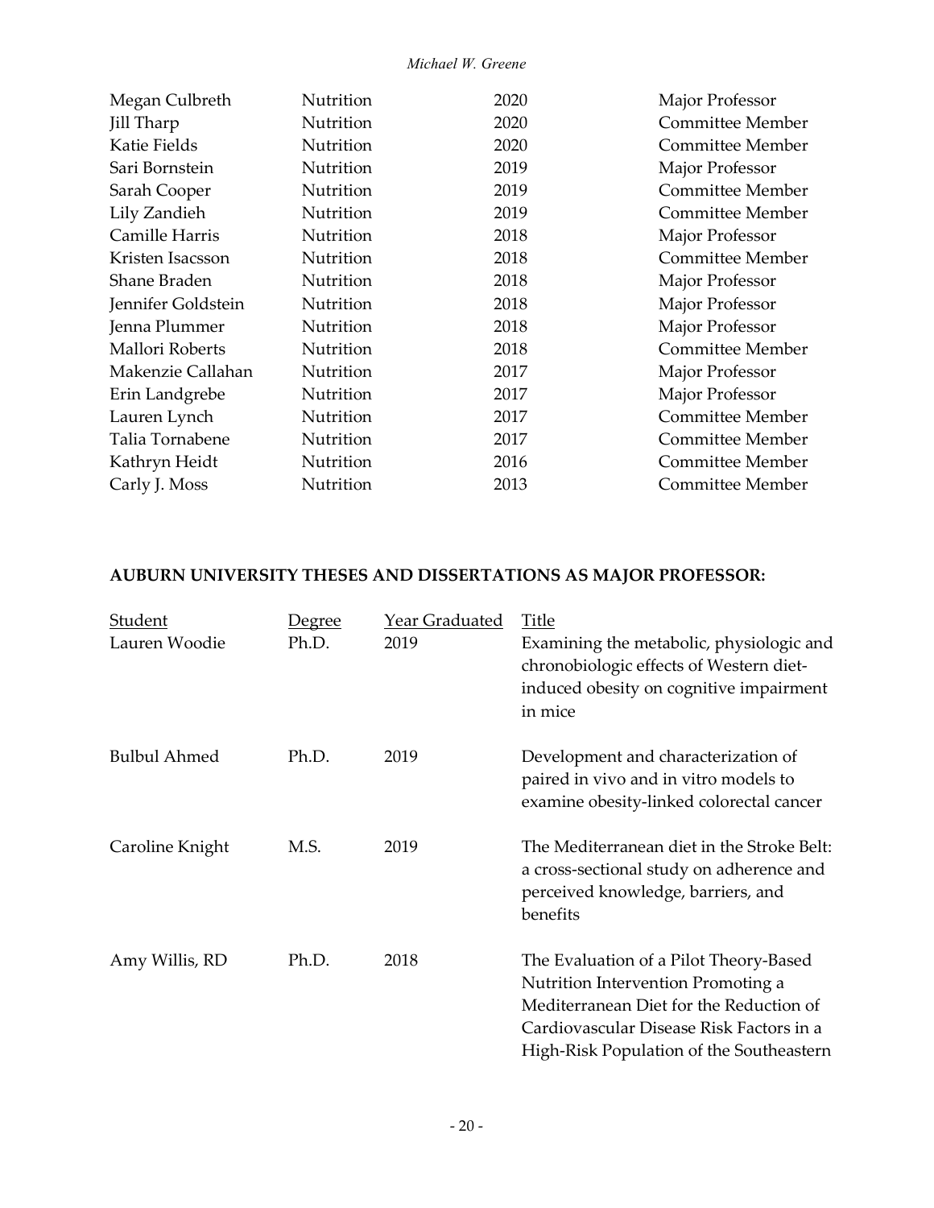| | | | |
|---|---|---|---|
| Megan Culbreth | Nutrition | 2020 | Major Professor |
| Jill Tharp | Nutrition | 2020 | Committee Member |
| Katie Fields | Nutrition | 2020 | Committee Member |
| Sari Bornstein | Nutrition | 2019 | Major Professor |
| Sarah Cooper | Nutrition | 2019 | Committee Member |
| Lily Zandieh | Nutrition | 2019 | Committee Member |
| Camille Harris | Nutrition | 2018 | Major Professor |
| Kristen Isacsson | Nutrition | 2018 | Committee Member |
| Shane Braden | Nutrition | 2018 | Major Professor |
| Jennifer Goldstein | Nutrition | 2018 | Major Professor |
| Jenna Plummer | Nutrition | 2018 | Major Professor |
| Mallori Roberts | Nutrition | 2018 | Committee Member |
| Makenzie Callahan | Nutrition | 2017 | Major Professor |
| Erin Landgrebe | Nutrition | 2017 | Major Professor |
| Lauren Lynch | Nutrition | 2017 | Committee Member |
| Talia Tornabene | Nutrition | 2017 | Committee Member |
| Kathryn Heidt | Nutrition | 2016 | Committee Member |
| Carly J. Moss | Nutrition | 2013 | Committee Member |

## AUBURN UNIVERSITY THESES AND DISSERTATIONS AS MAJOR PROFESSOR:

| Student | Degree | Year Graduated | Title |
|---|---|---|---|
| Lauren Woodie | Ph.D. | 2019 | Examining the metabolic, physiologic and chronobiologic effects of Western diet-induced obesity on cognitive impairment in mice |
| Bulbul Ahmed | Ph.D. | 2019 | Development and characterization of paired in vivo and in vitro models to examine obesity-linked colorectal cancer |
| Caroline Knight | M.S. | 2019 | The Mediterranean diet in the Stroke Belt: a cross-sectional study on adherence and perceived knowledge, barriers, and benefits |
| Amy Willis, RD | Ph.D. | 2018 | The Evaluation of a Pilot Theory-Based Nutrition Intervention Promoting a Mediterranean Diet for the Reduction of Cardiovascular Disease Risk Factors in a High-Risk Population of the Southeastern |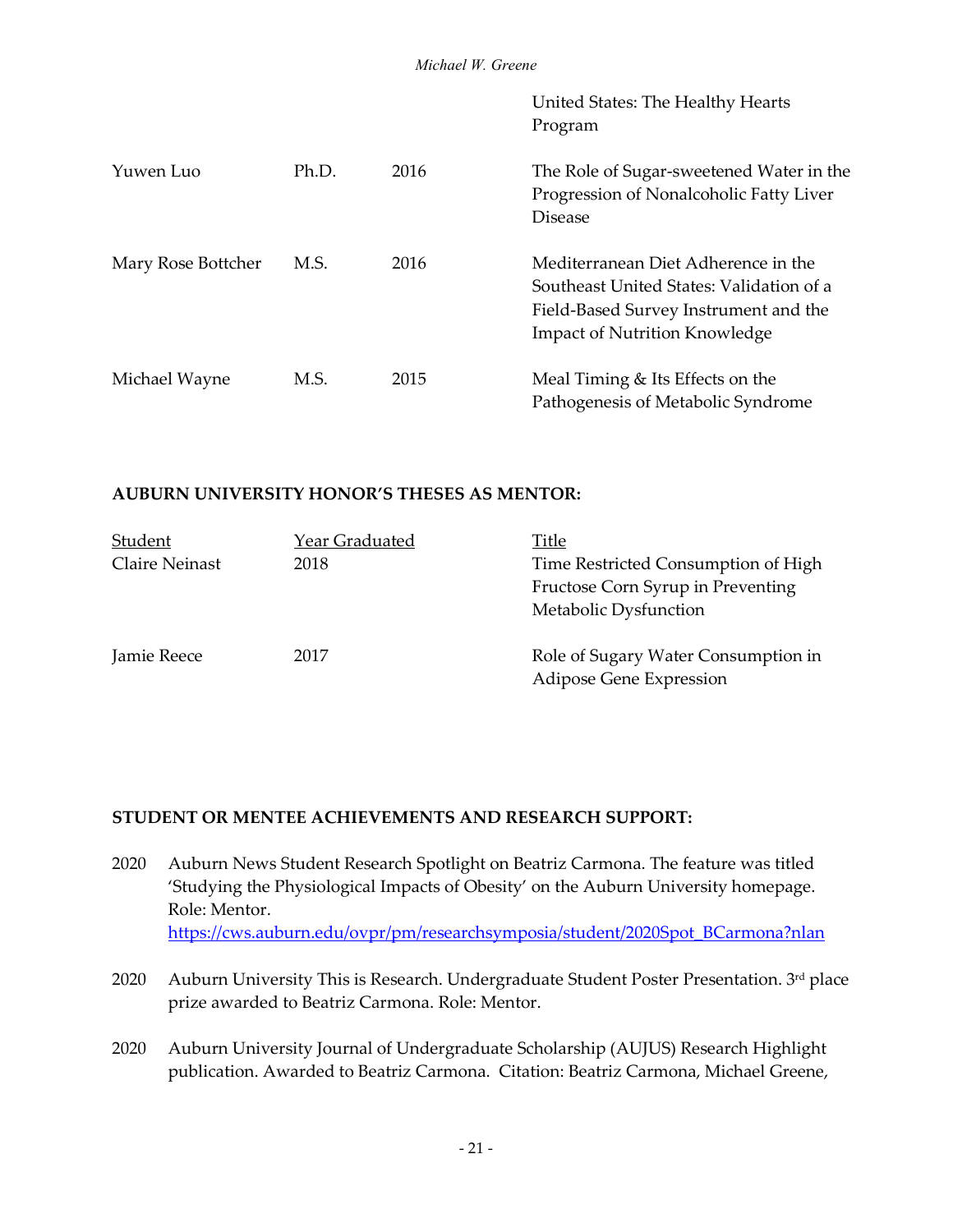| | | | United States: The Healthy Hearts Program |
|---|---|---|---|
| Yuwen Luo | Ph.D. | 2016 | The Role of Sugar-sweetened Water in the Progression of Nonalcoholic Fatty Liver Disease |
| Mary Rose Bottcher | M.S. | 2016 | Mediterranean Diet Adherence in the Southeast United States: Validation of a Field-Based Survey Instrument and the Impact of Nutrition Knowledge |
| Michael Wayne | M.S. | 2015 | Meal Timing & Its Effects on the Pathogenesis of Metabolic Syndrome |

**AUBURN UNIVERSITY HONOR'S THESES AS MENTOR:**

| Student | Year Graduated | Title |
|---|---|---|
| Claire Neinast | 2018 | Time Restricted Consumption of High Fructose Corn Syrup in Preventing Metabolic Dysfunction |
| Jamie Reece | 2017 | Role of Sugary Water Consumption in Adipose Gene Expression |

**STUDENT OR MENTEE ACHIEVEMENTS AND RESEARCH SUPPORT:**

2020 Auburn News Student Research Spotlight on Beatriz Carmona. The feature was titled 'Studying the Physiological Impacts of Obesity' on the Auburn University homepage. Role: Mentor. https://cws.auburn.edu/ovpr/pm/researchsymposia/student/2020Spot_BCarmona?nlan

2020 Auburn University This is Research. Undergraduate Student Poster Presentation. 3rd place prize awarded to Beatriz Carmona. Role: Mentor.

2020 Auburn University Journal of Undergraduate Scholarship (AUJUS) Research Highlight publication. Awarded to Beatriz Carmona. Citation: Beatriz Carmona, Michael Greene,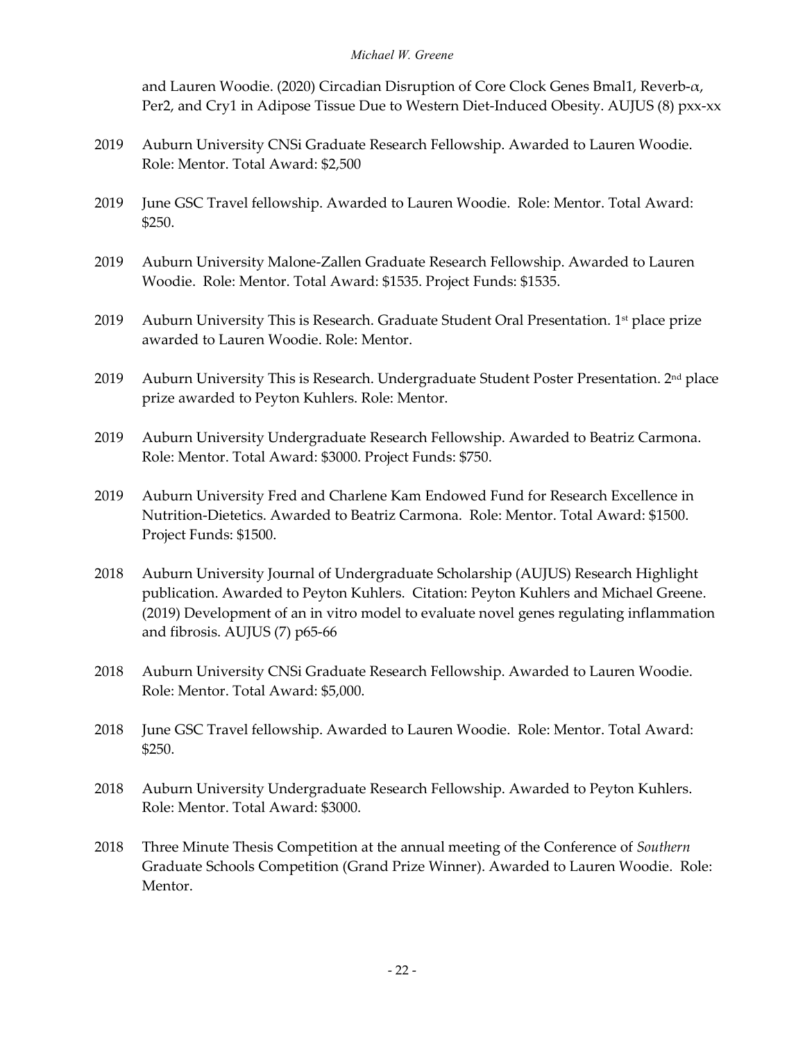and Lauren Woodie. (2020) Circadian Disruption of Core Clock Genes Bmal1, Reverb-$\alpha$, Per2, and Cry1 in Adipose Tissue Due to Western Diet-Induced Obesity. AUJUS (8) pxx-xx

2019 Auburn University CNSi Graduate Research Fellowship. Awarded to Lauren Woodie. Role: Mentor. Total Award: $2,500

2019 June GSC Travel fellowship. Awarded to Lauren Woodie. Role: Mentor. Total Award: $250.

2019 Auburn University Malone-Zallen Graduate Research Fellowship. Awarded to Lauren Woodie. Role: Mentor. Total Award: $1535. Project Funds: $1535.

2019 Auburn University This is Research. Graduate Student Oral Presentation. 1st place prize awarded to Lauren Woodie. Role: Mentor.

2019 Auburn University This is Research. Undergraduate Student Poster Presentation. 2nd place prize awarded to Peyton Kuhlers. Role: Mentor.

2019 Auburn University Undergraduate Research Fellowship. Awarded to Beatriz Carmona. Role: Mentor. Total Award: $3000. Project Funds: $750.

2019 Auburn University Fred and Charlene Kam Endowed Fund for Research Excellence in Nutrition-Dietetics. Awarded to Beatriz Carmona. Role: Mentor. Total Award: $1500. Project Funds: $1500.

2018 Auburn University Journal of Undergraduate Scholarship (AUJUS) Research Highlight publication. Awarded to Peyton Kuhlers. Citation: Peyton Kuhlers and Michael Greene. (2019) Development of an in vitro model to evaluate novel genes regulating inflammation and fibrosis. AUJUS (7) p65-66

2018 Auburn University CNSi Graduate Research Fellowship. Awarded to Lauren Woodie. Role: Mentor. Total Award: $5,000.

2018 June GSC Travel fellowship. Awarded to Lauren Woodie. Role: Mentor. Total Award: $250.

2018 Auburn University Undergraduate Research Fellowship. Awarded to Peyton Kuhlers. Role: Mentor. Total Award: $3000.

2018 Three Minute Thesis Competition at the annual meeting of the Conference of *Southern* Graduate Schools Competition (Grand Prize Winner). Awarded to Lauren Woodie. Role: Mentor.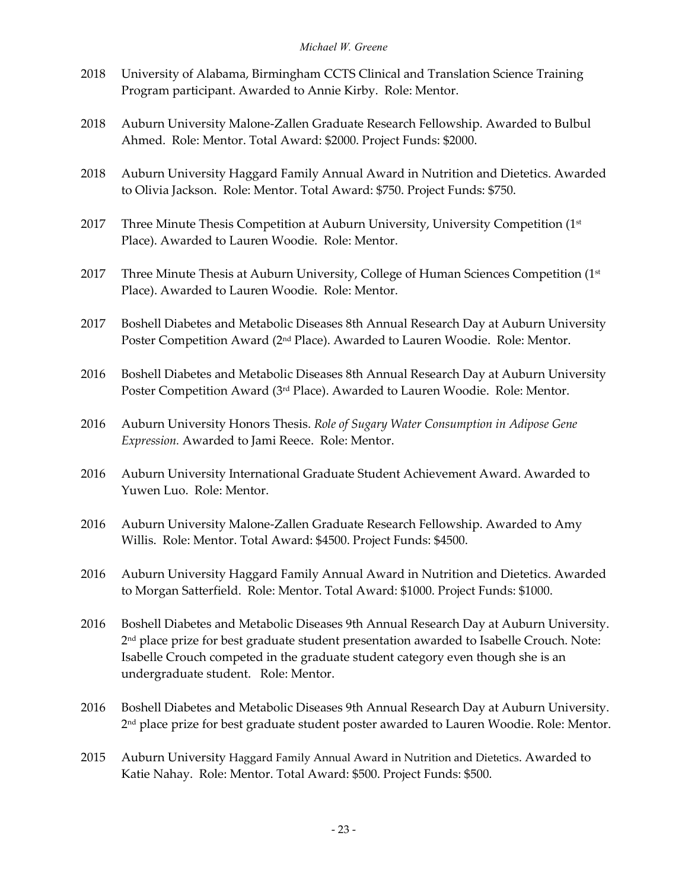2018 University of Alabama, Birmingham CCTS Clinical and Translation Science Training Program participant. Awarded to Annie Kirby. Role: Mentor.

2018 Auburn University Malone-Zallen Graduate Research Fellowship. Awarded to Bulbul Ahmed. Role: Mentor. Total Award: $2000. Project Funds: $2000.

2018 Auburn University Haggard Family Annual Award in Nutrition and Dietetics. Awarded to Olivia Jackson. Role: Mentor. Total Award: $750. Project Funds: $750.

2017 Three Minute Thesis Competition at Auburn University, University Competition (1st Place). Awarded to Lauren Woodie. Role: Mentor.

2017 Three Minute Thesis at Auburn University, College of Human Sciences Competition (1st Place). Awarded to Lauren Woodie. Role: Mentor.

2017 Boshell Diabetes and Metabolic Diseases 8th Annual Research Day at Auburn University Poster Competition Award (2nd Place). Awarded to Lauren Woodie. Role: Mentor.

2016 Boshell Diabetes and Metabolic Diseases 8th Annual Research Day at Auburn University Poster Competition Award (3rd Place). Awarded to Lauren Woodie. Role: Mentor.

2016 Auburn University Honors Thesis. *Role of Sugary Water Consumption in Adipose Gene Expression.* Awarded to Jami Reece. Role: Mentor.

2016 Auburn University International Graduate Student Achievement Award. Awarded to Yuwen Luo. Role: Mentor.

2016 Auburn University Malone-Zallen Graduate Research Fellowship. Awarded to Amy Willis. Role: Mentor. Total Award: $4500. Project Funds: $4500.

2016 Auburn University Haggard Family Annual Award in Nutrition and Dietetics. Awarded to Morgan Satterfield. Role: Mentor. Total Award: $1000. Project Funds: $1000.

2016 Boshell Diabetes and Metabolic Diseases 9th Annual Research Day at Auburn University. 2nd place prize for best graduate student presentation awarded to Isabelle Crouch. Note: Isabelle Crouch competed in the graduate student category even though she is an undergraduate student. Role: Mentor.

2016 Boshell Diabetes and Metabolic Diseases 9th Annual Research Day at Auburn University. 2nd place prize for best graduate student poster awarded to Lauren Woodie. Role: Mentor.

2015 Auburn University Haggard Family Annual Award in Nutrition and Dietetics. Awarded to Katie Nahay. Role: Mentor. Total Award: $500. Project Funds: $500.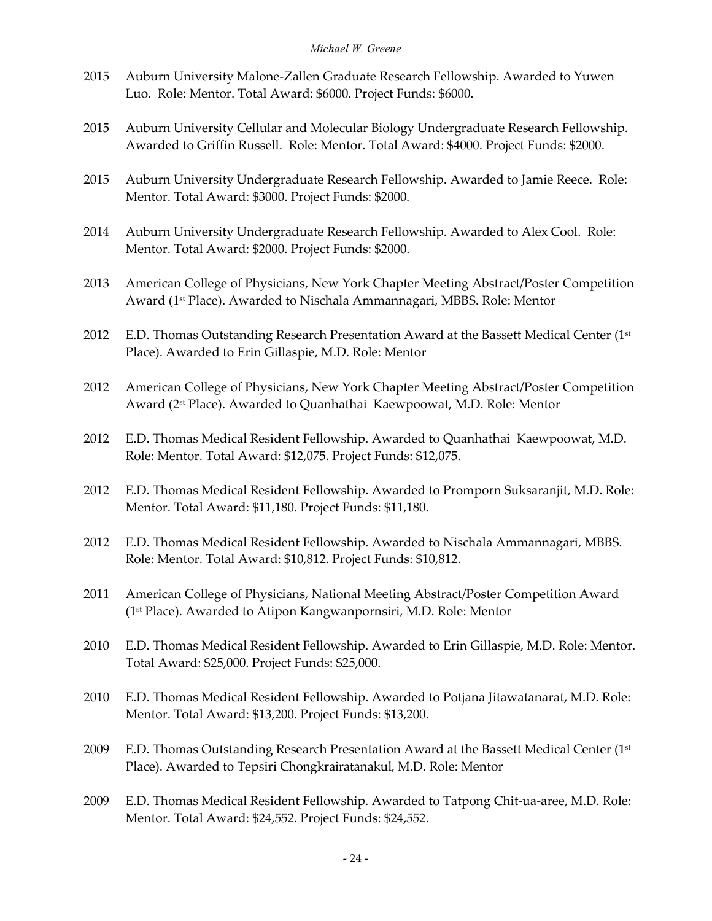2015 Auburn University Malone-Zallen Graduate Research Fellowship. Awarded to Yuwen Luo. Role: Mentor. Total Award: $6000. Project Funds: $6000.

2015 Auburn University Cellular and Molecular Biology Undergraduate Research Fellowship. Awarded to Griffin Russell. Role: Mentor. Total Award: $4000. Project Funds: $2000.

2015 Auburn University Undergraduate Research Fellowship. Awarded to Jamie Reece. Role: Mentor. Total Award: $3000. Project Funds: $2000.

2014 Auburn University Undergraduate Research Fellowship. Awarded to Alex Cool. Role: Mentor. Total Award: $2000. Project Funds: $2000.

2013 American College of Physicians, New York Chapter Meeting Abstract/Poster Competition Award (1st Place). Awarded to Nischala Ammannagari, MBBS. Role: Mentor

2012 E.D. Thomas Outstanding Research Presentation Award at the Bassett Medical Center (1st Place). Awarded to Erin Gillaspie, M.D. Role: Mentor

2012 American College of Physicians, New York Chapter Meeting Abstract/Poster Competition Award (2st Place). Awarded to Quanhathai Kaewpoowat, M.D. Role: Mentor

2012 E.D. Thomas Medical Resident Fellowship. Awarded to Quanhathai Kaewpoowat, M.D. Role: Mentor. Total Award: $12,075. Project Funds: $12,075.

2012 E.D. Thomas Medical Resident Fellowship. Awarded to Promporn Suksaranjit, M.D. Role: Mentor. Total Award: $11,180. Project Funds: $11,180.

2012 E.D. Thomas Medical Resident Fellowship. Awarded to Nischala Ammannagari, MBBS. Role: Mentor. Total Award: $10,812. Project Funds: $10,812.

2011 American College of Physicians, National Meeting Abstract/Poster Competition Award (1st Place). Awarded to Atipon Kangwanpornsiri, M.D. Role: Mentor

2010 E.D. Thomas Medical Resident Fellowship. Awarded to Erin Gillaspie, M.D. Role: Mentor. Total Award: $25,000. Project Funds: $25,000.

2010 E.D. Thomas Medical Resident Fellowship. Awarded to Potjana Jitawatanarat, M.D. Role: Mentor. Total Award: $13,200. Project Funds: $13,200.

2009 E.D. Thomas Outstanding Research Presentation Award at the Bassett Medical Center (1st Place). Awarded to Tepsiri Chongkrairatanakul, M.D. Role: Mentor

2009 E.D. Thomas Medical Resident Fellowship. Awarded to Tatpong Chit-ua-aree, M.D. Role: Mentor. Total Award: $24,552. Project Funds: $24,552.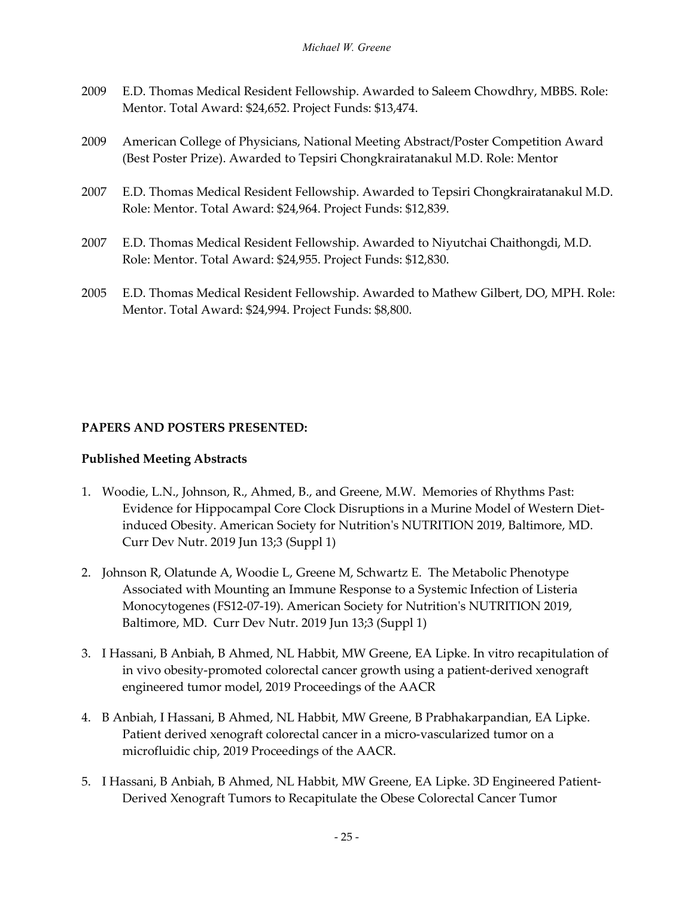2009 E.D. Thomas Medical Resident Fellowship. Awarded to Saleem Chowdhry, MBBS. Role: Mentor. Total Award: $24,652. Project Funds: $13,474.

2009 American College of Physicians, National Meeting Abstract/Poster Competition Award (Best Poster Prize). Awarded to Tepsiri Chongkrairatanakul M.D. Role: Mentor

2007 E.D. Thomas Medical Resident Fellowship. Awarded to Tepsiri Chongkrairatanakul M.D. Role: Mentor. Total Award: $24,964. Project Funds: $12,839.

2007 E.D. Thomas Medical Resident Fellowship. Awarded to Niyutchai Chaithongdi, M.D. Role: Mentor. Total Award: $24,955. Project Funds: $12,830.

2005 E.D. Thomas Medical Resident Fellowship. Awarded to Mathew Gilbert, DO, MPH. Role: Mentor. Total Award: $24,994. Project Funds: $8,800.

**PAPERS AND POSTERS PRESENTED:**

**Published Meeting Abstracts**

1. Woodie, L.N., Johnson, R., Ahmed, B., and Greene, M.W. Memories of Rhythms Past: Evidence for Hippocampal Core Clock Disruptions in a Murine Model of Western Diet-induced Obesity. American Society for Nutrition's NUTRITION 2019, Baltimore, MD. Curr Dev Nutr. 2019 Jun 13;3 (Suppl 1)

2. Johnson R, Olatunde A, Woodie L, Greene M, Schwartz E. The Metabolic Phenotype Associated with Mounting an Immune Response to a Systemic Infection of Listeria Monocytogenes (FS12-07-19). American Society for Nutrition's NUTRITION 2019, Baltimore, MD. Curr Dev Nutr. 2019 Jun 13;3 (Suppl 1)

3. I Hassani, B Anbiah, B Ahmed, NL Habbit, MW Greene, EA Lipke. In vitro recapitulation of in vivo obesity-promoted colorectal cancer growth using a patient-derived xenograft engineered tumor model, 2019 Proceedings of the AACR

4. B Anbiah, I Hassani, B Ahmed, NL Habbit, MW Greene, B Prabhakarpandian, EA Lipke. Patient derived xenograft colorectal cancer in a micro-vascularized tumor on a microfluidic chip, 2019 Proceedings of the AACR.

5. I Hassani, B Anbiah, B Ahmed, NL Habbit, MW Greene, EA Lipke. 3D Engineered Patient-Derived Xenograft Tumors to Recapitulate the Obese Colorectal Cancer Tumor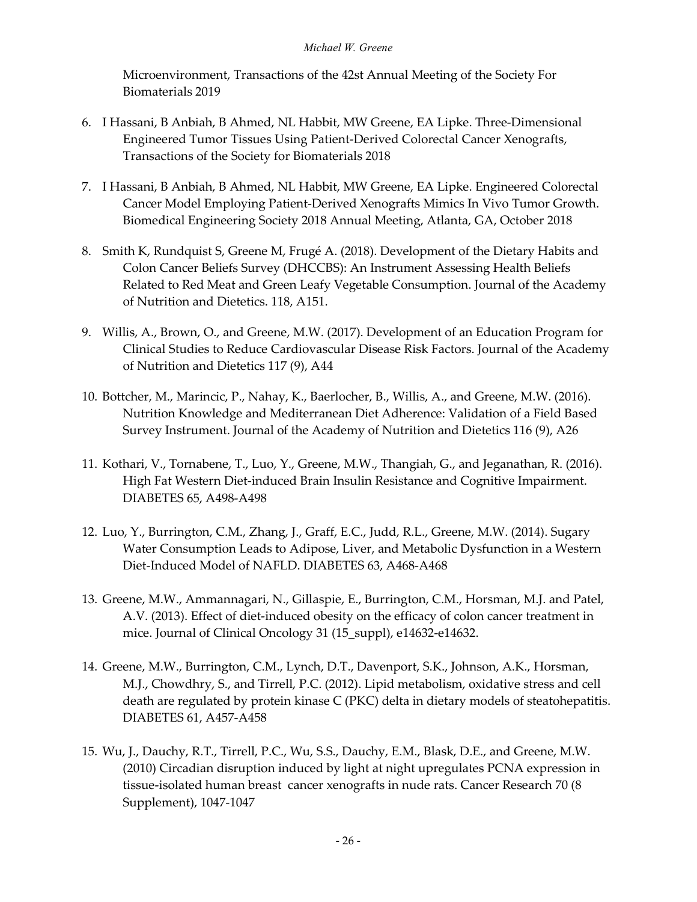Microenvironment, Transactions of the 42st Annual Meeting of the Society For Biomaterials 2019

6. I Hassani, B Anbiah, B Ahmed, NL Habbit, MW Greene, EA Lipke. Three-Dimensional Engineered Tumor Tissues Using Patient-Derived Colorectal Cancer Xenografts, Transactions of the Society for Biomaterials 2018

7. I Hassani, B Anbiah, B Ahmed, NL Habbit, MW Greene, EA Lipke. Engineered Colorectal Cancer Model Employing Patient-Derived Xenografts Mimics In Vivo Tumor Growth. Biomedical Engineering Society 2018 Annual Meeting, Atlanta, GA, October 2018

8. Smith K, Rundquist S, Greene M, Frugé A. (2018). Development of the Dietary Habits and Colon Cancer Beliefs Survey (DHCCBS): An Instrument Assessing Health Beliefs Related to Red Meat and Green Leafy Vegetable Consumption. Journal of the Academy of Nutrition and Dietetics. 118, A151.

9. Willis, A., Brown, O., and Greene, M.W. (2017). Development of an Education Program for Clinical Studies to Reduce Cardiovascular Disease Risk Factors. Journal of the Academy of Nutrition and Dietetics 117 (9), A44

10. Bottcher, M., Marincic, P., Nahay, K., Baerlocher, B., Willis, A., and Greene, M.W. (2016). Nutrition Knowledge and Mediterranean Diet Adherence: Validation of a Field Based Survey Instrument. Journal of the Academy of Nutrition and Dietetics 116 (9), A26

11. Kothari, V., Tornabene, T., Luo, Y., Greene, M.W., Thangiah, G., and Jeganathan, R. (2016). High Fat Western Diet-induced Brain Insulin Resistance and Cognitive Impairment. DIABETES 65, A498-A498

12. Luo, Y., Burrington, C.M., Zhang, J., Graff, E.C., Judd, R.L., Greene, M.W. (2014). Sugary Water Consumption Leads to Adipose, Liver, and Metabolic Dysfunction in a Western Diet-Induced Model of NAFLD. DIABETES 63, A468-A468

13. Greene, M.W., Ammannagari, N., Gillaspie, E., Burrington, C.M., Horsman, M.J. and Patel, A.V. (2013). Effect of diet-induced obesity on the efficacy of colon cancer treatment in mice. Journal of Clinical Oncology 31 (15_suppl), e14632-e14632.

14. Greene, M.W., Burrington, C.M., Lynch, D.T., Davenport, S.K., Johnson, A.K., Horsman, M.J., Chowdhry, S., and Tirrell, P.C. (2012). Lipid metabolism, oxidative stress and cell death are regulated by protein kinase C (PKC) delta in dietary models of steatohepatitis. DIABETES 61, A457-A458

15. Wu, J., Dauchy, R.T., Tirrell, P.C., Wu, S.S., Dauchy, E.M., Blask, D.E., and Greene, M.W. (2010) Circadian disruption induced by light at night upregulates PCNA expression in tissue-isolated human breast cancer xenografts in nude rats. Cancer Research 70 (8 Supplement), 1047-1047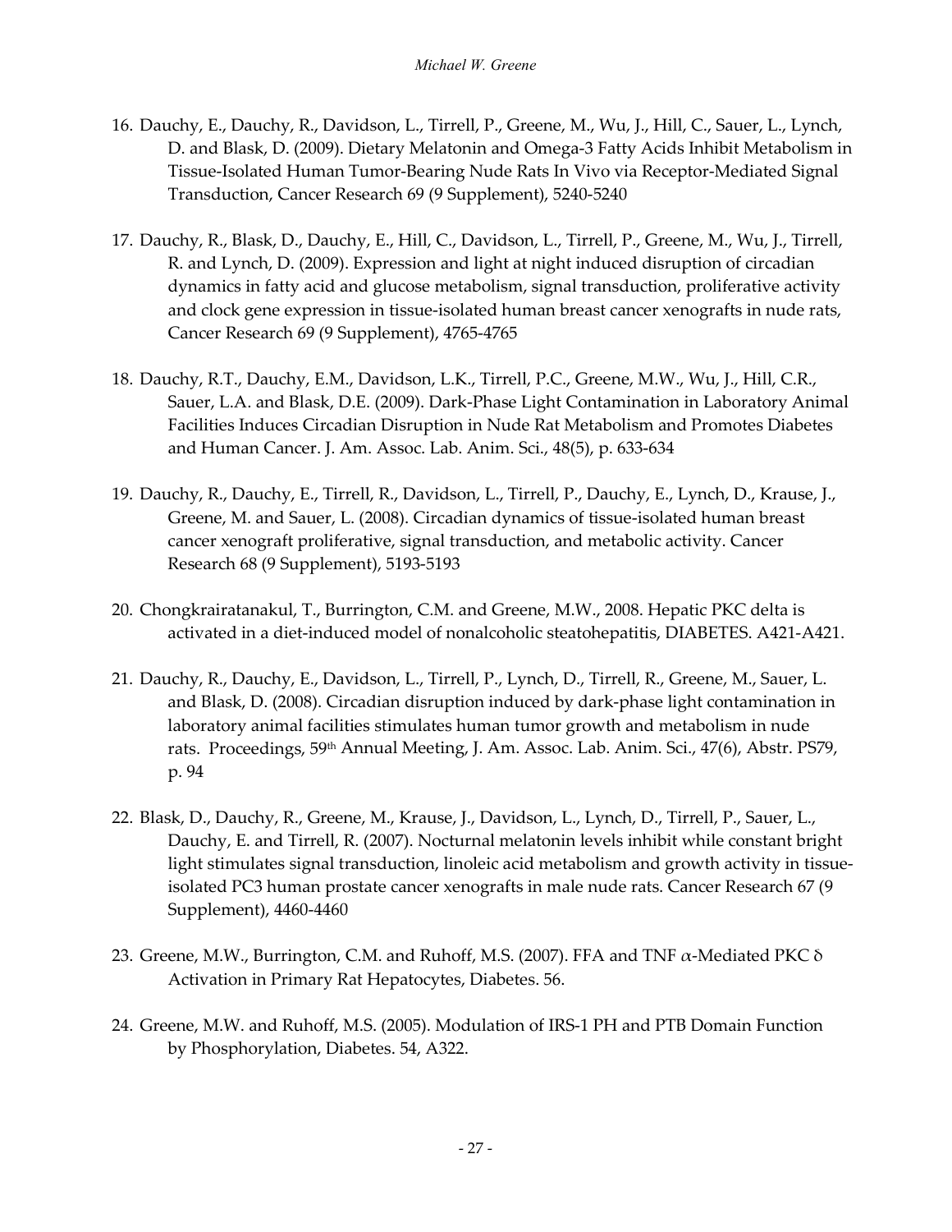16. Dauchy, E., Dauchy, R., Davidson, L., Tirrell, P., Greene, M., Wu, J., Hill, C., Sauer, L., Lynch, D. and Blask, D. (2009). Dietary Melatonin and Omega-3 Fatty Acids Inhibit Metabolism in Tissue-Isolated Human Tumor-Bearing Nude Rats In Vivo via Receptor-Mediated Signal Transduction, Cancer Research 69 (9 Supplement), 5240-5240

17. Dauchy, R., Blask, D., Dauchy, E., Hill, C., Davidson, L., Tirrell, P., Greene, M., Wu, J., Tirrell, R. and Lynch, D. (2009). Expression and light at night induced disruption of circadian dynamics in fatty acid and glucose metabolism, signal transduction, proliferative activity and clock gene expression in tissue-isolated human breast cancer xenografts in nude rats, Cancer Research 69 (9 Supplement), 4765-4765

18. Dauchy, R.T., Dauchy, E.M., Davidson, L.K., Tirrell, P.C., Greene, M.W., Wu, J., Hill, C.R., Sauer, L.A. and Blask, D.E. (2009). Dark-Phase Light Contamination in Laboratory Animal Facilities Induces Circadian Disruption in Nude Rat Metabolism and Promotes Diabetes and Human Cancer. J. Am. Assoc. Lab. Anim. Sci., 48(5), p. 633-634

19. Dauchy, R., Dauchy, E., Tirrell, R., Davidson, L., Tirrell, P., Dauchy, E., Lynch, D., Krause, J., Greene, M. and Sauer, L. (2008). Circadian dynamics of tissue-isolated human breast cancer xenograft proliferative, signal transduction, and metabolic activity. Cancer Research 68 (9 Supplement), 5193-5193

20. Chongkrairatanakul, T., Burrington, C.M. and Greene, M.W., 2008. Hepatic PKC delta is activated in a diet-induced model of nonalcoholic steatohepatitis, DIABETES. A421-A421.

21. Dauchy, R., Dauchy, E., Davidson, L., Tirrell, P., Lynch, D., Tirrell, R., Greene, M., Sauer, L. and Blask, D. (2008). Circadian disruption induced by dark-phase light contamination in laboratory animal facilities stimulates human tumor growth and metabolism in nude rats. Proceedings, 59th Annual Meeting, J. Am. Assoc. Lab. Anim. Sci., 47(6), Abstr. PS79, p. 94

22. Blask, D., Dauchy, R., Greene, M., Krause, J., Davidson, L., Lynch, D., Tirrell, P., Sauer, L., Dauchy, E. and Tirrell, R. (2007). Nocturnal melatonin levels inhibit while constant bright light stimulates signal transduction, linoleic acid metabolism and growth activity in tissue-isolated PC3 human prostate cancer xenografts in male nude rats. Cancer Research 67 (9 Supplement), 4460-4460

23. Greene, M.W., Burrington, C.M. and Ruhoff, M.S. (2007). FFA and TNF $\alpha$-Mediated PKC $\delta$ Activation in Primary Rat Hepatocytes, Diabetes. 56.

24. Greene, M.W. and Ruhoff, M.S. (2005). Modulation of IRS-1 PH and PTB Domain Function by Phosphorylation, Diabetes. 54, A322.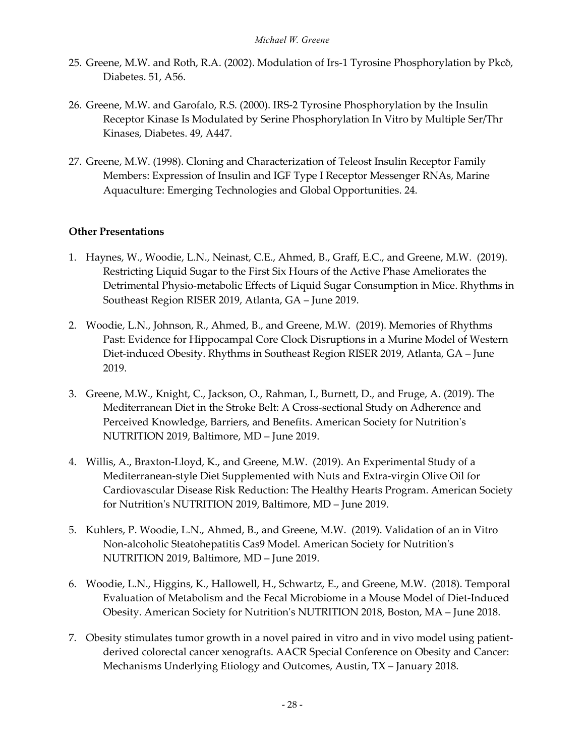25. Greene, M.W. and Roth, R.A. (2002). Modulation of Irs-1 Tyrosine Phosphorylation by Pkcδ, Diabetes. 51, A56.

26. Greene, M.W. and Garofalo, R.S. (2000). IRS-2 Tyrosine Phosphorylation by the Insulin Receptor Kinase Is Modulated by Serine Phosphorylation In Vitro by Multiple Ser/Thr Kinases, Diabetes. 49, A447.

27. Greene, M.W. (1998). Cloning and Characterization of Teleost Insulin Receptor Family Members: Expression of Insulin and IGF Type I Receptor Messenger RNAs, Marine Aquaculture: Emerging Technologies and Global Opportunities. 24.

**Other Presentations**

1. Haynes, W., Woodie, L.N., Neinast, C.E., Ahmed, B., Graff, E.C., and Greene, M.W. (2019). Restricting Liquid Sugar to the First Six Hours of the Active Phase Ameliorates the Detrimental Physio-metabolic Effects of Liquid Sugar Consumption in Mice. Rhythms in Southeast Region RISER 2019, Atlanta, GA – June 2019.

2. Woodie, L.N., Johnson, R., Ahmed, B., and Greene, M.W. (2019). Memories of Rhythms Past: Evidence for Hippocampal Core Clock Disruptions in a Murine Model of Western Diet-induced Obesity. Rhythms in Southeast Region RISER 2019, Atlanta, GA – June 2019.

3. Greene, M.W., Knight, C., Jackson, O., Rahman, I., Burnett, D., and Fruge, A. (2019). The Mediterranean Diet in the Stroke Belt: A Cross-sectional Study on Adherence and Perceived Knowledge, Barriers, and Benefits. American Society for Nutrition's NUTRITION 2019, Baltimore, MD – June 2019.

4. Willis, A., Braxton-Lloyd, K., and Greene, M.W. (2019). An Experimental Study of a Mediterranean-style Diet Supplemented with Nuts and Extra-virgin Olive Oil for Cardiovascular Disease Risk Reduction: The Healthy Hearts Program. American Society for Nutrition's NUTRITION 2019, Baltimore, MD – June 2019.

5. Kuhlers, P. Woodie, L.N., Ahmed, B., and Greene, M.W. (2019). Validation of an in Vitro Non-alcoholic Steatohepatitis Cas9 Model. American Society for Nutrition's NUTRITION 2019, Baltimore, MD – June 2019.

6. Woodie, L.N., Higgins, K., Hallowell, H., Schwartz, E., and Greene, M.W. (2018). Temporal Evaluation of Metabolism and the Fecal Microbiome in a Mouse Model of Diet-Induced Obesity. American Society for Nutrition's NUTRITION 2018, Boston, MA – June 2018.

7. Obesity stimulates tumor growth in a novel paired in vitro and in vivo model using patient-derived colorectal cancer xenografts. AACR Special Conference on Obesity and Cancer: Mechanisms Underlying Etiology and Outcomes, Austin, TX – January 2018.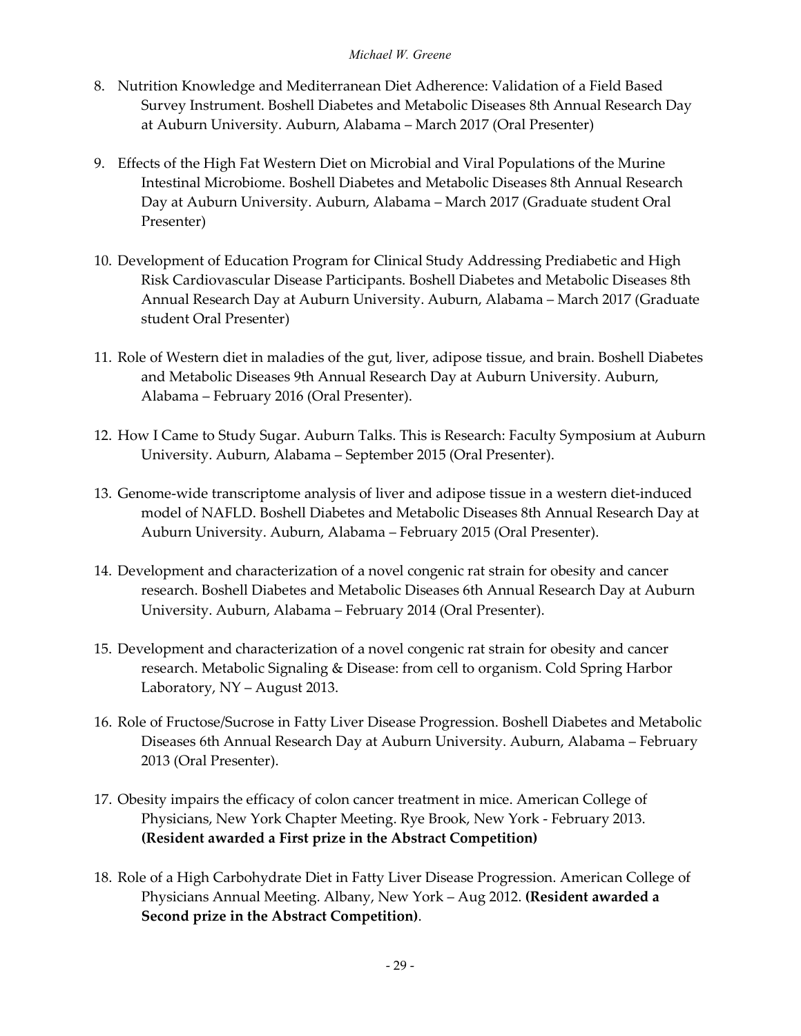8. Nutrition Knowledge and Mediterranean Diet Adherence: Validation of a Field Based Survey Instrument. Boshell Diabetes and Metabolic Diseases 8th Annual Research Day at Auburn University. Auburn, Alabama – March 2017 (Oral Presenter)

9. Effects of the High Fat Western Diet on Microbial and Viral Populations of the Murine Intestinal Microbiome. Boshell Diabetes and Metabolic Diseases 8th Annual Research Day at Auburn University. Auburn, Alabama – March 2017 (Graduate student Oral Presenter)

10. Development of Education Program for Clinical Study Addressing Prediabetic and High Risk Cardiovascular Disease Participants. Boshell Diabetes and Metabolic Diseases 8th Annual Research Day at Auburn University. Auburn, Alabama – March 2017 (Graduate student Oral Presenter)

11. Role of Western diet in maladies of the gut, liver, adipose tissue, and brain. Boshell Diabetes and Metabolic Diseases 9th Annual Research Day at Auburn University. Auburn, Alabama – February 2016 (Oral Presenter).

12. How I Came to Study Sugar. Auburn Talks. This is Research: Faculty Symposium at Auburn University. Auburn, Alabama – September 2015 (Oral Presenter).

13. Genome-wide transcriptome analysis of liver and adipose tissue in a western diet-induced model of NAFLD. Boshell Diabetes and Metabolic Diseases 8th Annual Research Day at Auburn University. Auburn, Alabama – February 2015 (Oral Presenter).

14. Development and characterization of a novel congenic rat strain for obesity and cancer research. Boshell Diabetes and Metabolic Diseases 6th Annual Research Day at Auburn University. Auburn, Alabama – February 2014 (Oral Presenter).

15. Development and characterization of a novel congenic rat strain for obesity and cancer research. Metabolic Signaling & Disease: from cell to organism. Cold Spring Harbor Laboratory, NY – August 2013.

16. Role of Fructose/Sucrose in Fatty Liver Disease Progression. Boshell Diabetes and Metabolic Diseases 6th Annual Research Day at Auburn University. Auburn, Alabama – February 2013 (Oral Presenter).

17. Obesity impairs the efficacy of colon cancer treatment in mice. American College of Physicians, New York Chapter Meeting. Rye Brook, New York - February 2013. **(Resident awarded a First prize in the Abstract Competition)**

18. Role of a High Carbohydrate Diet in Fatty Liver Disease Progression. American College of Physicians Annual Meeting. Albany, New York – Aug 2012. **(Resident awarded a Second prize in the Abstract Competition)**.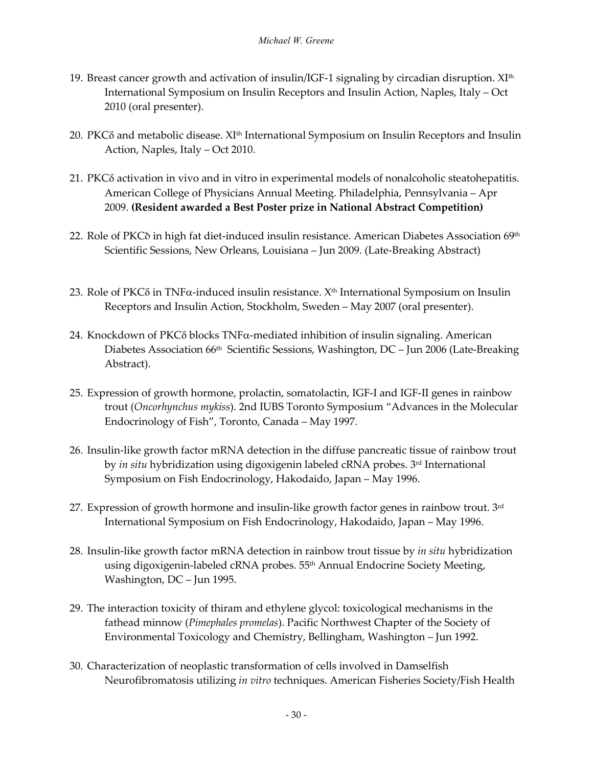19. Breast cancer growth and activation of insulin/IGF-1 signaling by circadian disruption. XI[th] International Symposium on Insulin Receptors and Insulin Action, Naples, Italy – Oct 2010 (oral presenter).

20. PKCδ and metabolic disease. XI[th] International Symposium on Insulin Receptors and Insulin Action, Naples, Italy – Oct 2010.

21. PKCδ activation in vivo and in vitro in experimental models of nonalcoholic steatohepatitis. American College of Physicians Annual Meeting. Philadelphia, Pennsylvania – Apr 2009. **(Resident awarded a Best Poster prize in National Abstract Competition)**

22. Role of PKCδ in high fat diet-induced insulin resistance. American Diabetes Association 69[th] Scientific Sessions, New Orleans, Louisiana – Jun 2009. (Late-Breaking Abstract)

23. Role of PKCδ in TNFα-induced insulin resistance. X[th] International Symposium on Insulin Receptors and Insulin Action, Stockholm, Sweden – May 2007 (oral presenter).

24. Knockdown of PKCδ blocks TNFα-mediated inhibition of insulin signaling. American Diabetes Association 66[th] Scientific Sessions, Washington, DC – Jun 2006 (Late-Breaking Abstract).

25. Expression of growth hormone, prolactin, somatolactin, IGF-I and IGF-II genes in rainbow trout (*Oncorhynchus mykiss*). 2nd IUBS Toronto Symposium "Advances in the Molecular Endocrinology of Fish", Toronto, Canada – May 1997.

26. Insulin-like growth factor mRNA detection in the diffuse pancreatic tissue of rainbow trout by *in situ* hybridization using digoxigenin labeled cRNA probes. 3[rd] International Symposium on Fish Endocrinology, Hakodaido, Japan – May 1996.

27. Expression of growth hormone and insulin-like growth factor genes in rainbow trout. 3[rd] International Symposium on Fish Endocrinology, Hakodaido, Japan – May 1996.

28. Insulin-like growth factor mRNA detection in rainbow trout tissue by *in situ* hybridization using digoxigenin-labeled cRNA probes. 55[th] Annual Endocrine Society Meeting, Washington, DC – Jun 1995.

29. The interaction toxicity of thiram and ethylene glycol: toxicological mechanisms in the fathead minnow (*Pimephales promelas*). Pacific Northwest Chapter of the Society of Environmental Toxicology and Chemistry, Bellingham, Washington – Jun 1992.

30. Characterization of neoplastic transformation of cells involved in Damselfish Neurofibromatosis utilizing *in vitro* techniques. American Fisheries Society/Fish Health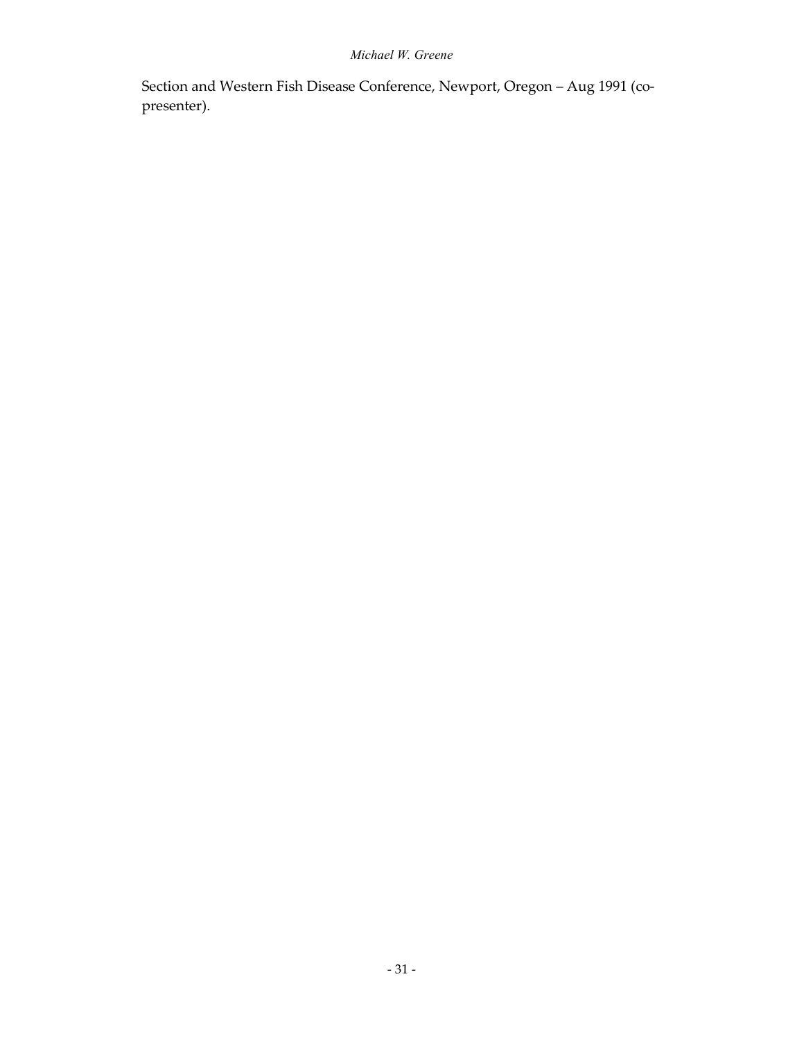Section and Western Fish Disease Conference, Newport, Oregon – Aug 1991 (co-presenter).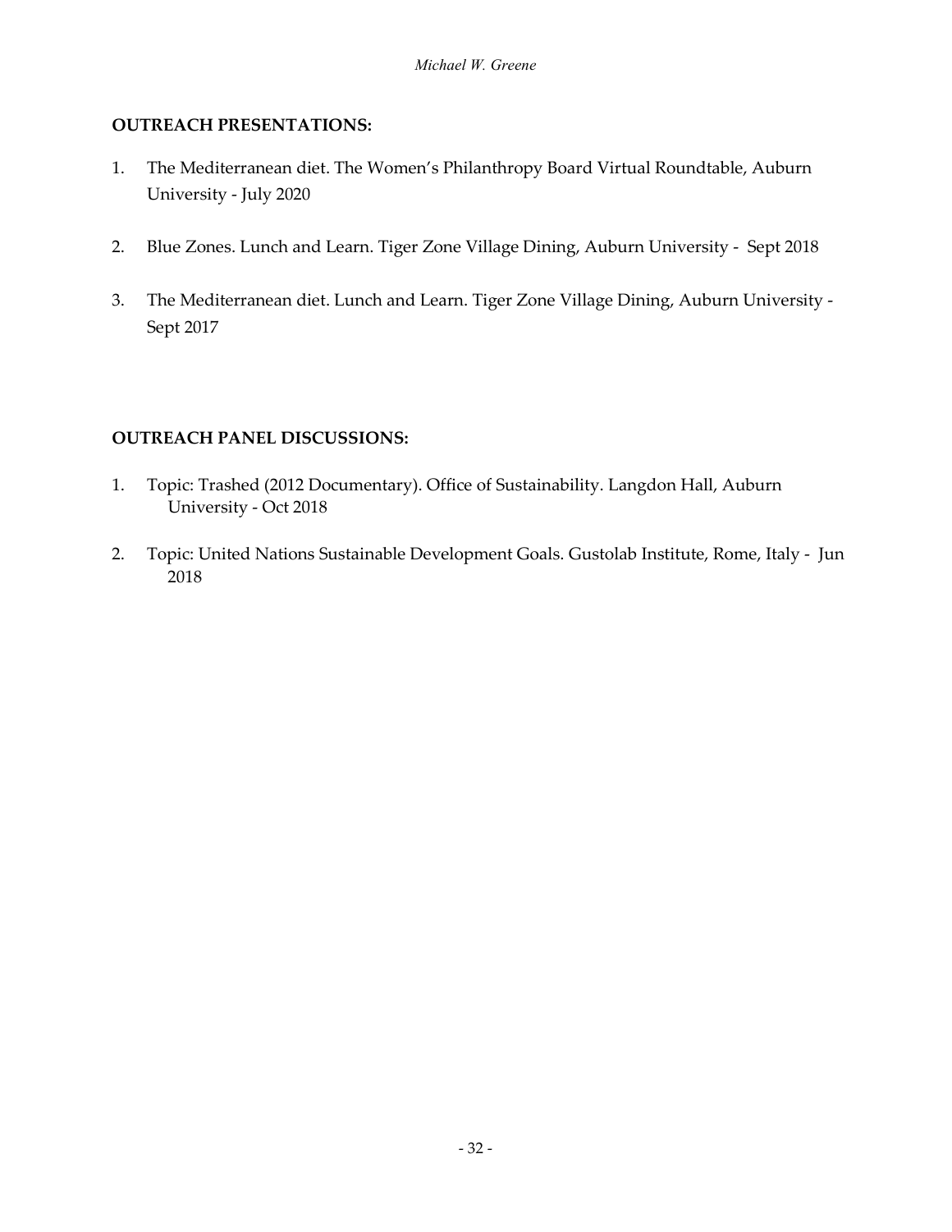**OUTREACH PRESENTATIONS:**

1. The Mediterranean diet. The Women's Philanthropy Board Virtual Roundtable, Auburn University - July 2020

2. Blue Zones. Lunch and Learn. Tiger Zone Village Dining, Auburn University - Sept 2018

3. The Mediterranean diet. Lunch and Learn. Tiger Zone Village Dining, Auburn University - Sept 2017

**OUTREACH PANEL DISCUSSIONS:**

1. Topic: Trashed (2012 Documentary). Office of Sustainability. Langdon Hall, Auburn University - Oct 2018

2. Topic: United Nations Sustainable Development Goals. Gustolab Institute, Rome, Italy - Jun 2018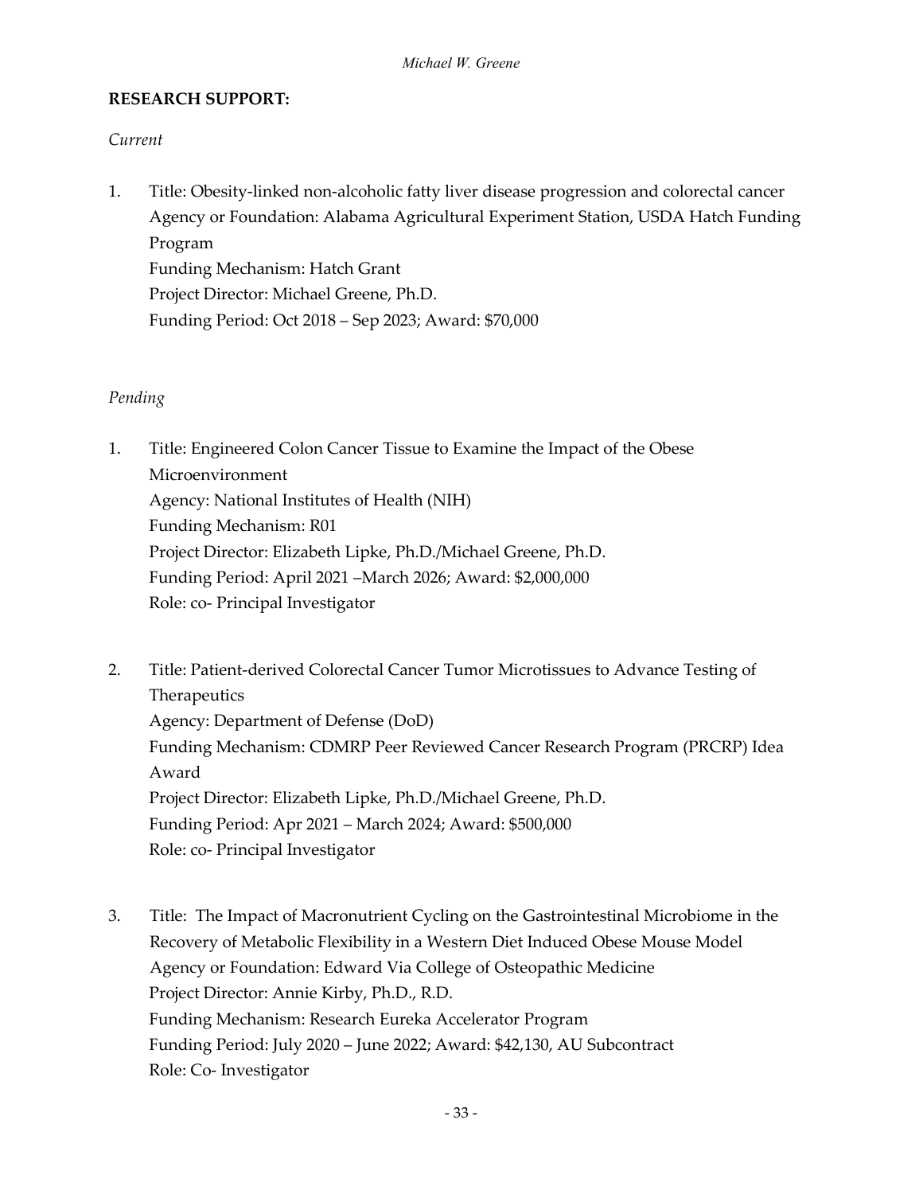**RESEARCH SUPPORT:**

*Current*

1. Title: Obesity-linked non-alcoholic fatty liver disease progression and colorectal cancer
   Agency or Foundation: Alabama Agricultural Experiment Station, USDA Hatch Funding Program
   Funding Mechanism: Hatch Grant
   Project Director: Michael Greene, Ph.D.
   Funding Period: Oct 2018 – Sep 2023; Award: $70,000

*Pending*

1. Title: Engineered Colon Cancer Tissue to Examine the Impact of the Obese Microenvironment
   Agency: National Institutes of Health (NIH)
   Funding Mechanism: R01
   Project Director: Elizabeth Lipke, Ph.D./Michael Greene, Ph.D.
   Funding Period: April 2021 –March 2026; Award: $2,000,000
   Role: co- Principal Investigator

2. Title: Patient-derived Colorectal Cancer Tumor Microtissues to Advance Testing of Therapeutics
   Agency: Department of Defense (DoD)
   Funding Mechanism: CDMRP Peer Reviewed Cancer Research Program (PRCRP) Idea Award
   Project Director: Elizabeth Lipke, Ph.D./Michael Greene, Ph.D.
   Funding Period: Apr 2021 – March 2024; Award: $500,000
   Role: co- Principal Investigator

3. Title: The Impact of Macronutrient Cycling on the Gastrointestinal Microbiome in the Recovery of Metabolic Flexibility in a Western Diet Induced Obese Mouse Model
   Agency or Foundation: Edward Via College of Osteopathic Medicine
   Project Director: Annie Kirby, Ph.D., R.D.
   Funding Mechanism: Research Eureka Accelerator Program
   Funding Period: July 2020 – June 2022; Award: $42,130, AU Subcontract
   Role: Co- Investigator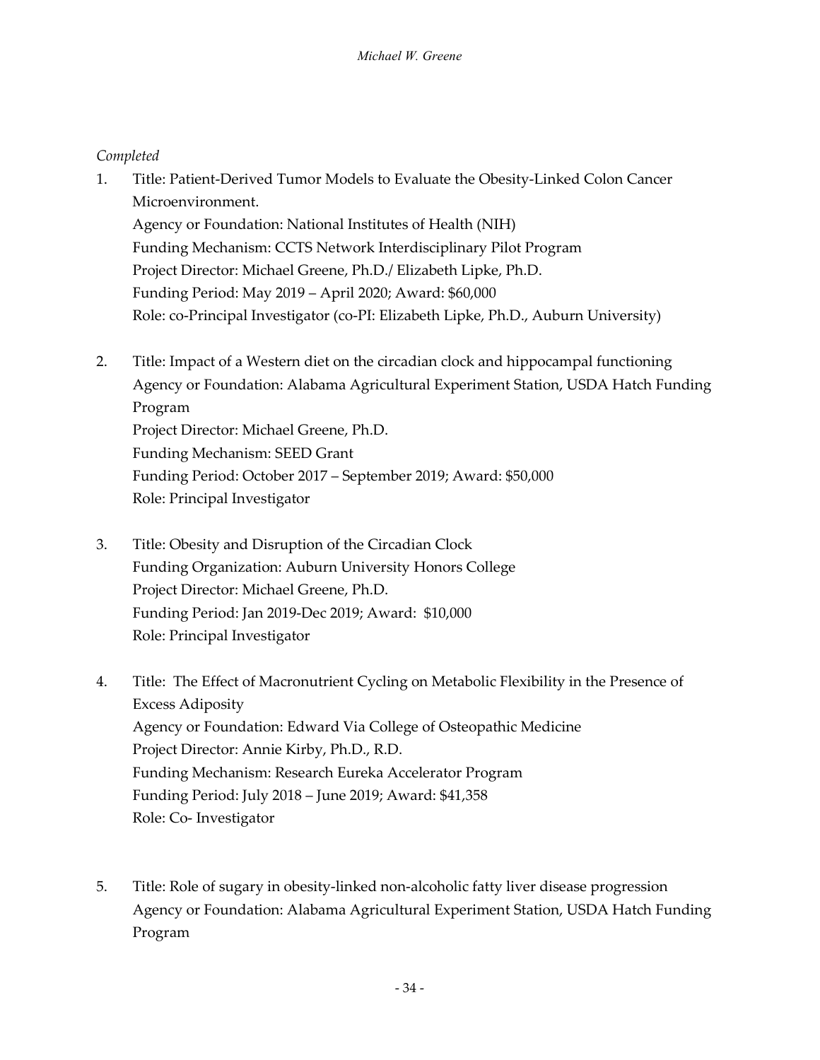*Completed*

1. Title: Patient-Derived Tumor Models to Evaluate the Obesity-Linked Colon Cancer Microenvironment.
   Agency or Foundation: National Institutes of Health (NIH)
   Funding Mechanism: CCTS Network Interdisciplinary Pilot Program
   Project Director: Michael Greene, Ph.D./ Elizabeth Lipke, Ph.D.
   Funding Period: May 2019 – April 2020; Award: $60,000
   Role: co-Principal Investigator (co-PI: Elizabeth Lipke, Ph.D., Auburn University)

2. Title: Impact of a Western diet on the circadian clock and hippocampal functioning
   Agency or Foundation: Alabama Agricultural Experiment Station, USDA Hatch Funding Program
   Project Director: Michael Greene, Ph.D.
   Funding Mechanism: SEED Grant
   Funding Period: October 2017 – September 2019; Award: $50,000
   Role: Principal Investigator

3. Title: Obesity and Disruption of the Circadian Clock
   Funding Organization: Auburn University Honors College
   Project Director: Michael Greene, Ph.D.
   Funding Period: Jan 2019-Dec 2019; Award: $10,000
   Role: Principal Investigator

4. Title: The Effect of Macronutrient Cycling on Metabolic Flexibility in the Presence of Excess Adiposity
   Agency or Foundation: Edward Via College of Osteopathic Medicine
   Project Director: Annie Kirby, Ph.D., R.D.
   Funding Mechanism: Research Eureka Accelerator Program
   Funding Period: July 2018 – June 2019; Award: $41,358
   Role: Co- Investigator

5. Title: Role of sugary in obesity-linked non-alcoholic fatty liver disease progression
   Agency or Foundation: Alabama Agricultural Experiment Station, USDA Hatch Funding Program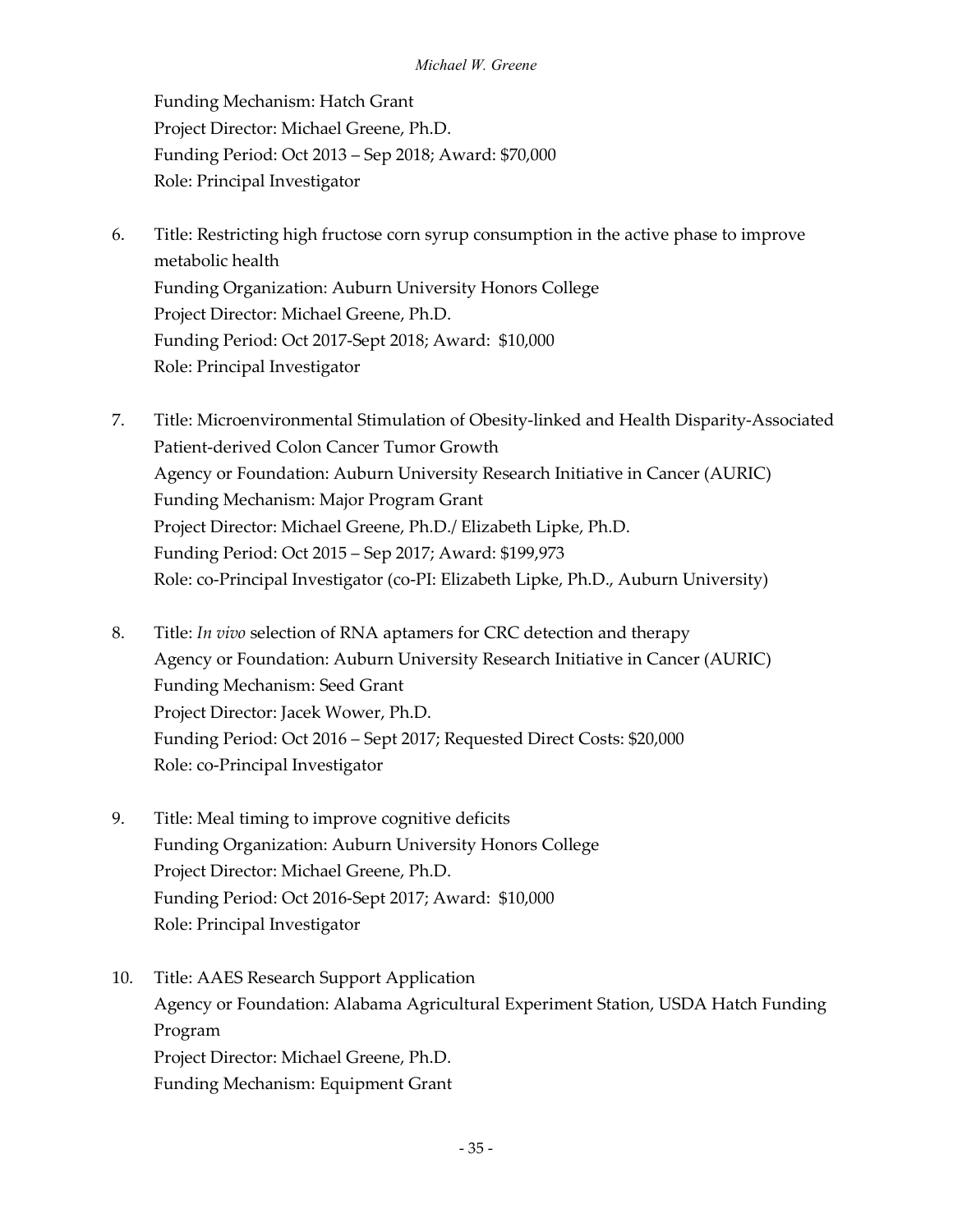Funding Mechanism: Hatch Grant
Project Director: Michael Greene, Ph.D.
Funding Period: Oct 2013 – Sep 2018; Award: $70,000
Role: Principal Investigator

6. Title: Restricting high fructose corn syrup consumption in the active phase to improve metabolic health
   Funding Organization: Auburn University Honors College
   Project Director: Michael Greene, Ph.D.
   Funding Period: Oct 2017-Sept 2018; Award: $10,000
   Role: Principal Investigator

7. Title: Microenvironmental Stimulation of Obesity-linked and Health Disparity-Associated Patient-derived Colon Cancer Tumor Growth
   Agency or Foundation: Auburn University Research Initiative in Cancer (AURIC)
   Funding Mechanism: Major Program Grant
   Project Director: Michael Greene, Ph.D./ Elizabeth Lipke, Ph.D.
   Funding Period: Oct 2015 – Sep 2017; Award: $199,973
   Role: co-Principal Investigator (co-PI: Elizabeth Lipke, Ph.D., Auburn University)

8. Title: *In vivo* selection of RNA aptamers for CRC detection and therapy
   Agency or Foundation: Auburn University Research Initiative in Cancer (AURIC)
   Funding Mechanism: Seed Grant
   Project Director: Jacek Wower, Ph.D.
   Funding Period: Oct 2016 – Sept 2017; Requested Direct Costs: $20,000
   Role: co-Principal Investigator

9. Title: Meal timing to improve cognitive deficits
   Funding Organization: Auburn University Honors College
   Project Director: Michael Greene, Ph.D.
   Funding Period: Oct 2016-Sept 2017; Award: $10,000
   Role: Principal Investigator

10. Title: AAES Research Support Application
    Agency or Foundation: Alabama Agricultural Experiment Station, USDA Hatch Funding Program
    Project Director: Michael Greene, Ph.D.
    Funding Mechanism: Equipment Grant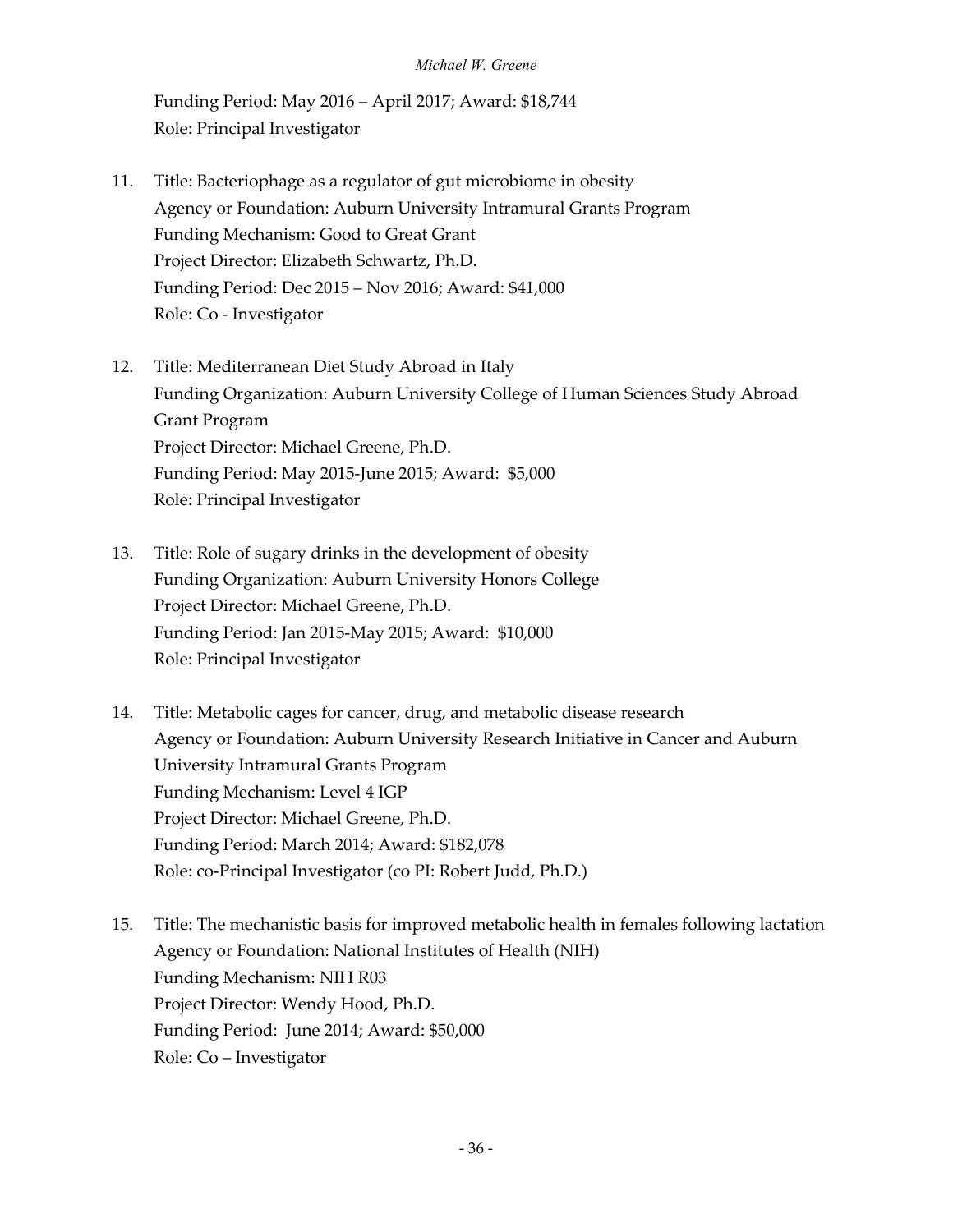Funding Period: May 2016 – April 2017; Award: $18,744
Role: Principal Investigator

11. Title: Bacteriophage as a regulator of gut microbiome in obesity
    Agency or Foundation: Auburn University Intramural Grants Program
    Funding Mechanism: Good to Great Grant
    Project Director: Elizabeth Schwartz, Ph.D.
    Funding Period: Dec 2015 – Nov 2016; Award: $41,000
    Role: Co - Investigator

12. Title: Mediterranean Diet Study Abroad in Italy
    Funding Organization: Auburn University College of Human Sciences Study Abroad Grant Program
    Project Director: Michael Greene, Ph.D.
    Funding Period: May 2015-June 2015; Award: $5,000
    Role: Principal Investigator

13. Title: Role of sugary drinks in the development of obesity
    Funding Organization: Auburn University Honors College
    Project Director: Michael Greene, Ph.D.
    Funding Period: Jan 2015-May 2015; Award: $10,000
    Role: Principal Investigator

14. Title: Metabolic cages for cancer, drug, and metabolic disease research
    Agency or Foundation: Auburn University Research Initiative in Cancer and Auburn University Intramural Grants Program
    Funding Mechanism: Level 4 IGP
    Project Director: Michael Greene, Ph.D.
    Funding Period: March 2014; Award: $182,078
    Role: co-Principal Investigator (co PI: Robert Judd, Ph.D.)

15. Title: The mechanistic basis for improved metabolic health in females following lactation
    Agency or Foundation: National Institutes of Health (NIH)
    Funding Mechanism: NIH R03
    Project Director: Wendy Hood, Ph.D.
    Funding Period: June 2014; Award: $50,000
    Role: Co – Investigator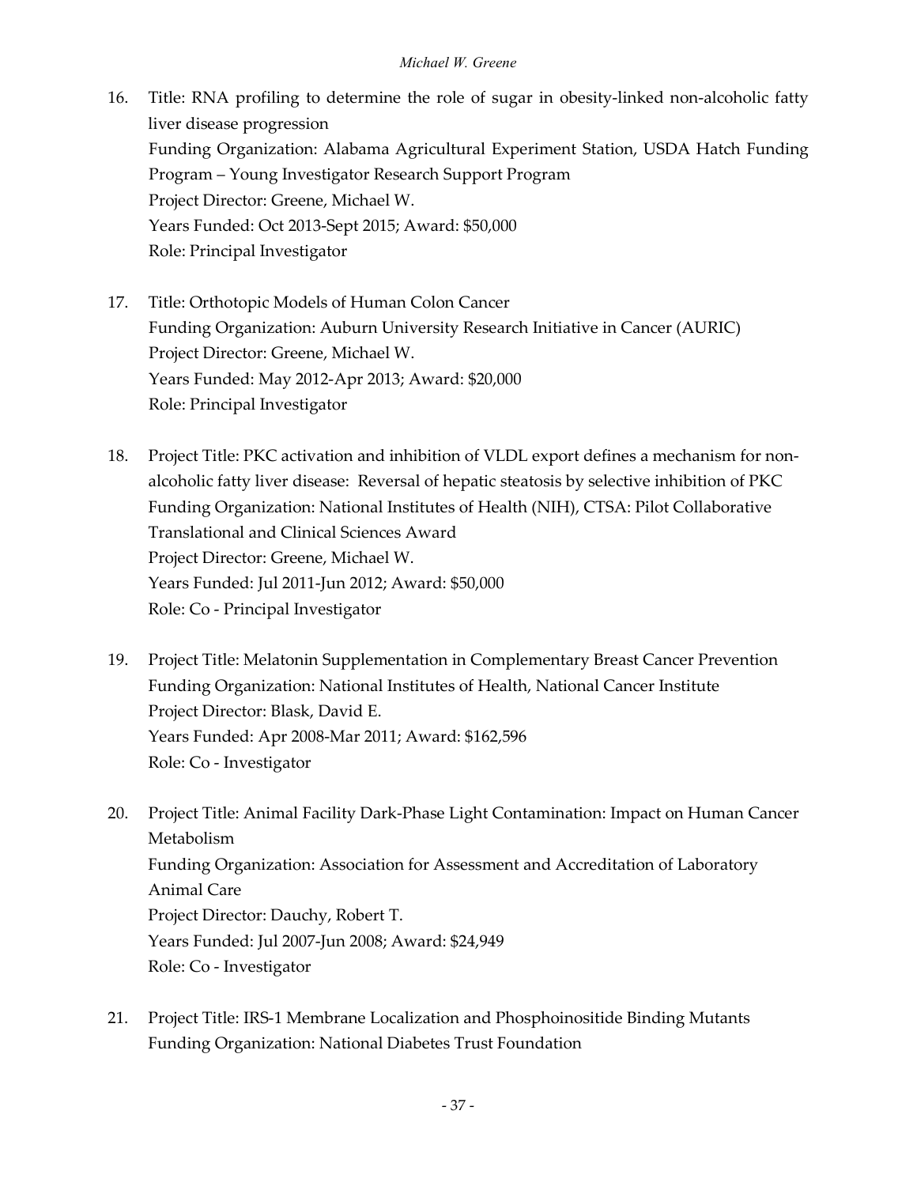16. Title: RNA profiling to determine the role of sugar in obesity-linked non-alcoholic fatty liver disease progression
    Funding Organization: Alabama Agricultural Experiment Station, USDA Hatch Funding Program – Young Investigator Research Support Program
    Project Director: Greene, Michael W.
    Years Funded: Oct 2013-Sept 2015; Award: $50,000
    Role: Principal Investigator

17. Title: Orthotopic Models of Human Colon Cancer
    Funding Organization: Auburn University Research Initiative in Cancer (AURIC)
    Project Director: Greene, Michael W.
    Years Funded: May 2012-Apr 2013; Award: $20,000
    Role: Principal Investigator

18. Project Title: PKC activation and inhibition of VLDL export defines a mechanism for non-alcoholic fatty liver disease: Reversal of hepatic steatosis by selective inhibition of PKC
    Funding Organization: National Institutes of Health (NIH), CTSA: Pilot Collaborative Translational and Clinical Sciences Award
    Project Director: Greene, Michael W.
    Years Funded: Jul 2011-Jun 2012; Award: $50,000
    Role: Co - Principal Investigator

19. Project Title: Melatonin Supplementation in Complementary Breast Cancer Prevention
    Funding Organization: National Institutes of Health, National Cancer Institute
    Project Director: Blask, David E.
    Years Funded: Apr 2008-Mar 2011; Award: $162,596
    Role: Co - Investigator

20. Project Title: Animal Facility Dark-Phase Light Contamination: Impact on Human Cancer Metabolism
    Funding Organization: Association for Assessment and Accreditation of Laboratory Animal Care
    Project Director: Dauchy, Robert T.
    Years Funded: Jul 2007-Jun 2008; Award: $24,949
    Role: Co - Investigator

21. Project Title: IRS-1 Membrane Localization and Phosphoinositide Binding Mutants
    Funding Organization: National Diabetes Trust Foundation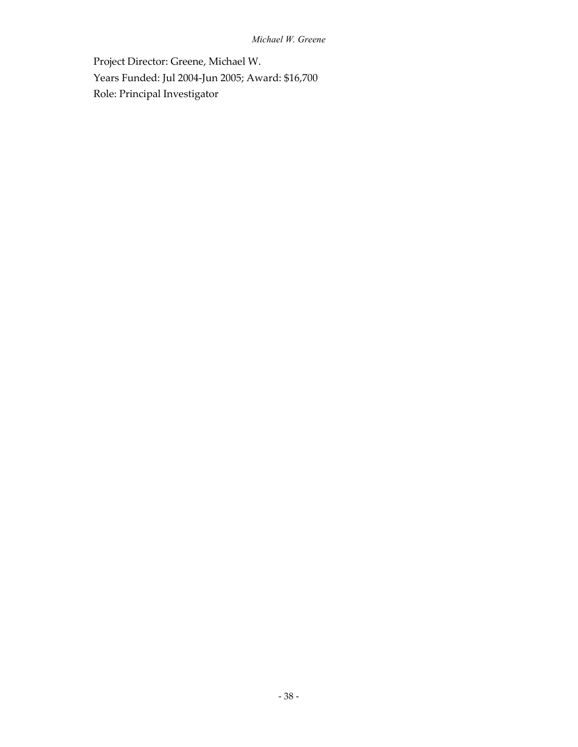Project Director: Greene, Michael W.  
Years Funded: Jul 2004-Jun 2005; Award: $16,700  
Role: Principal Investigator